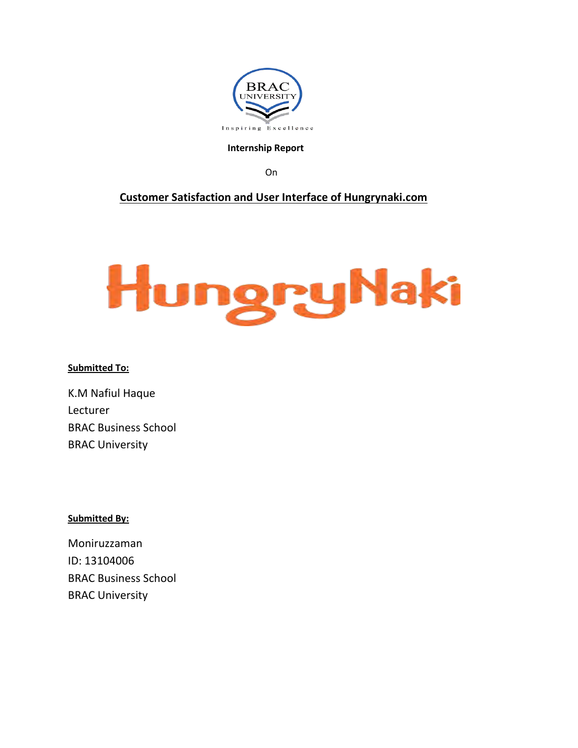BRAC UNIVERSITY

Inspiring Excellence

**Internship Report**

On

**Customer Satisfaction and User Interface of Hungrynaki.com**

HungryNaki

**Submitted To:**

K.M Nafiul Haque
Lecturer
BRAC Business School
BRAC University

**Submitted By:**

Moniruzzaman
ID: 13104006
BRAC Business School
BRAC University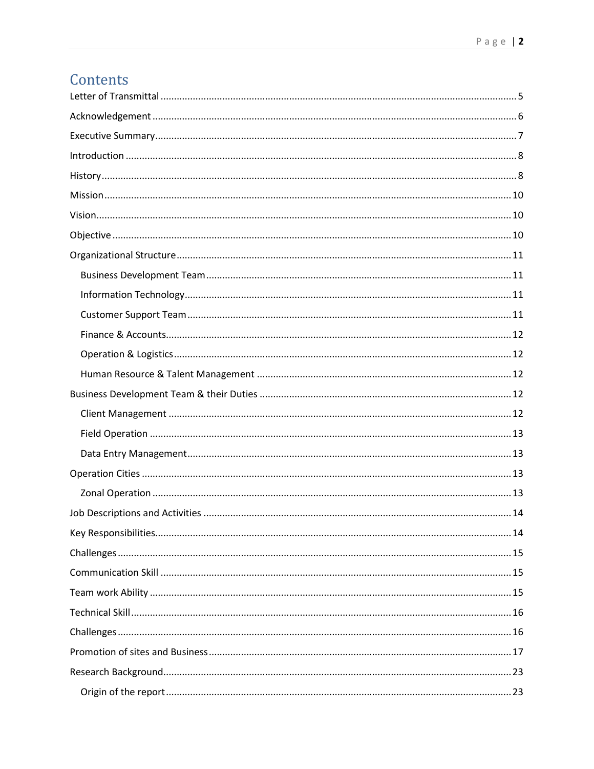# Contents

Letter of Transmittal ........ 5

Acknowledgement ........ 6

Executive Summary ........ 7

Introduction ........ 8

History ........ 8

Mission ........ 10

Vision ........ 10

Objective ........ 10

Organizational Structure ........ 11

- Business Development Team ........ 11
- Information Technology ........ 11
- Customer Support Team ........ 11
- Finance & Accounts ........ 12
- Operation & Logistics ........ 12
- Human Resource & Talent Management ........ 12

Business Development Team & their Duties ........ 12

- Client Management ........ 12
- Field Operation ........ 13
- Data Entry Management ........ 13

Operation Cities ........ 13

- Zonal Operation ........ 13

Job Descriptions and Activities ........ 14

Key Responsibilities ........ 14

Challenges ........ 15

Communication Skill ........ 15

Team work Ability ........ 15

Technical Skill ........ 16

Challenges ........ 16

Promotion of sites and Business ........ 17

Research Background ........ 23

- Origin of the report ........ 23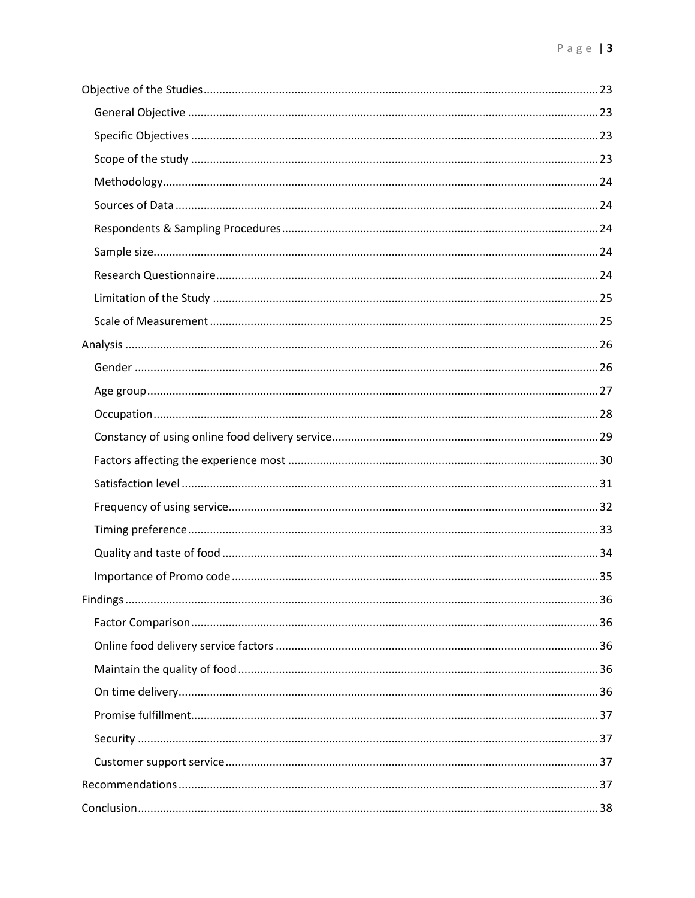Objective of the Studies ........................................................................................................................ 23

- General Objective ........................................................................................................................ 23
- Specific Objectives ........................................................................................................................ 23
- Scope of the study ........................................................................................................................ 23
- Methodology ................................................................................................................................ 24
- Sources of Data ............................................................................................................................ 24
- Respondents & Sampling Procedures .......................................................................................... 24
- Sample size ................................................................................................................................... 24
- Research Questionnaire ............................................................................................................... 24
- Limitation of the Study ................................................................................................................ 25
- Scale of Measurement .................................................................................................................. 25

Analysis ................................................................................................................................................ 26

- Gender .......................................................................................................................................... 26
- Age group ..................................................................................................................................... 27
- Occupation ................................................................................................................................... 28
- Constancy of using online food delivery service ......................................................................... 29
- Factors affecting the experience most ......................................................................................... 30
- Satisfaction level ........................................................................................................................... 31
- Frequency of using service ........................................................................................................... 32
- Timing preference ........................................................................................................................ 33
- Quality and taste of food ............................................................................................................. 34
- Importance of Promo code ........................................................................................................... 35

Findings ................................................................................................................................................ 36

- Factor Comparison ....................................................................................................................... 36
- Online food delivery service factors ............................................................................................ 36
- Maintain the quality of food ........................................................................................................ 36
- On time delivery ........................................................................................................................... 36
- Promise fulfillment ....................................................................................................................... 37
- Security ........................................................................................................................................ 37
- Customer support service ............................................................................................................ 37

Recommendations ............................................................................................................................... 37

Conclusion ........................................................................................................................................... 38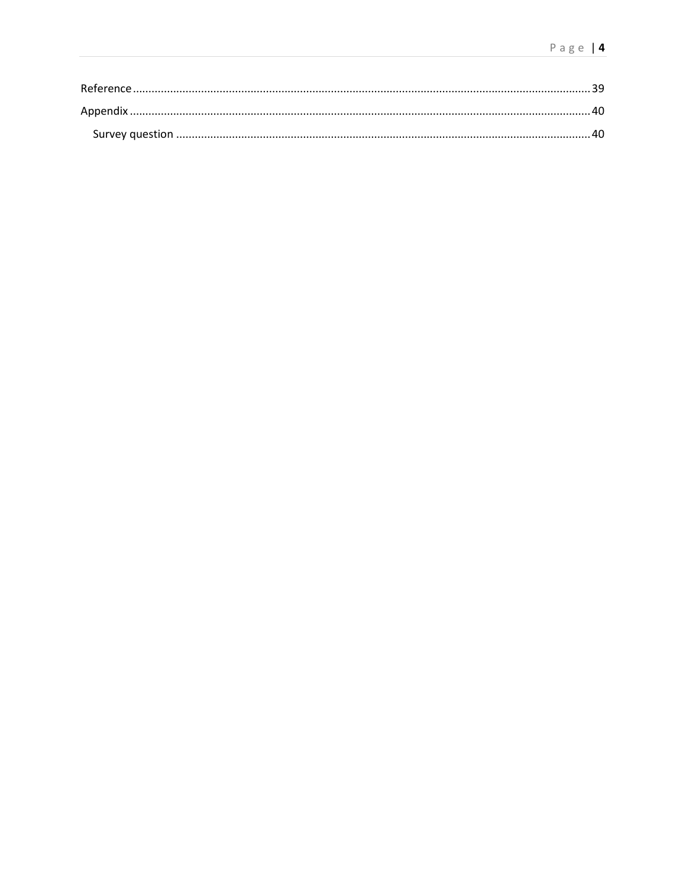Reference .......... 39

Appendix .......... 40

- Survey question .......... 40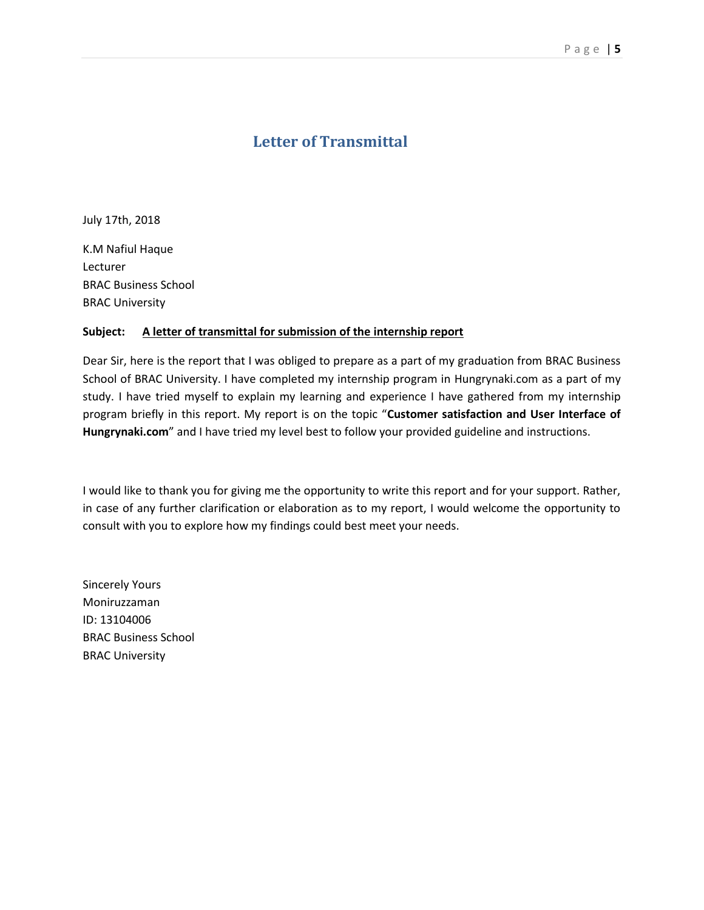# Letter of Transmittal

July 17th, 2018

K.M Nafiul Haque  
Lecturer  
BRAC Business School  
BRAC University

**Subject: <u>A letter of transmittal for submission of the internship report</u>**

Dear Sir, here is the report that I was obliged to prepare as a part of my graduation from BRAC Business School of BRAC University. I have completed my internship program in Hungrynaki.com as a part of my study. I have tried myself to explain my learning and experience I have gathered from my internship program briefly in this report. My report is on the topic "**Customer satisfaction and User Interface of Hungrynaki.com**" and I have tried my level best to follow your provided guideline and instructions.

I would like to thank you for giving me the opportunity to write this report and for your support. Rather, in case of any further clarification or elaboration as to my report, I would welcome the opportunity to consult with you to explore how my findings could best meet your needs.

Sincerely Yours  
Moniruzzaman  
ID: 13104006  
BRAC Business School  
BRAC University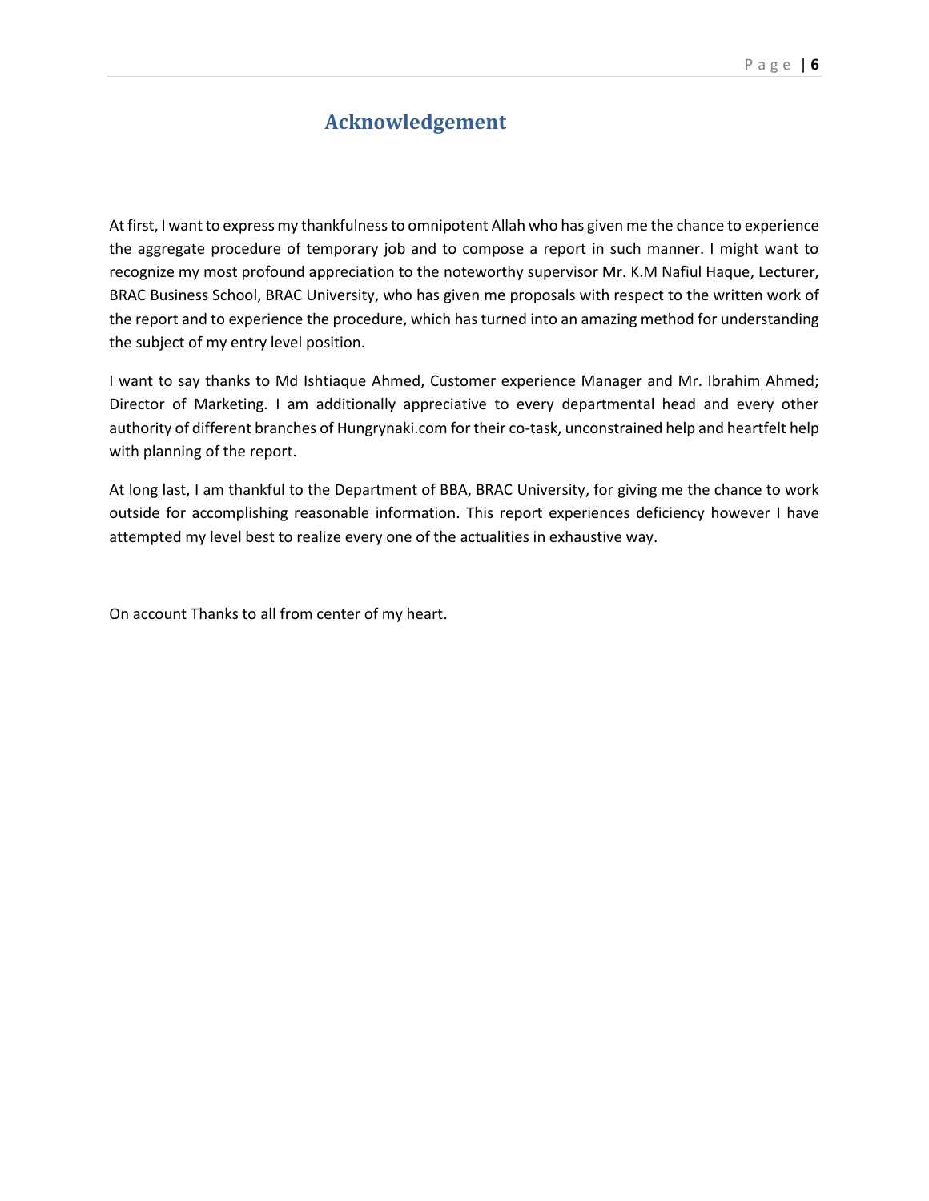# Acknowledgement

At first, I want to express my thankfulness to omnipotent Allah who has given me the chance to experience the aggregate procedure of temporary job and to compose a report in such manner. I might want to recognize my most profound appreciation to the noteworthy supervisor Mr. K.M Nafiul Haque, Lecturer, BRAC Business School, BRAC University, who has given me proposals with respect to the written work of the report and to experience the procedure, which has turned into an amazing method for understanding the subject of my entry level position.

I want to say thanks to Md Ishtiaque Ahmed, Customer experience Manager and Mr. Ibrahim Ahmed; Director of Marketing. I am additionally appreciative to every departmental head and every other authority of different branches of Hungrynaki.com for their co-task, unconstrained help and heartfelt help with planning of the report.

At long last, I am thankful to the Department of BBA, BRAC University, for giving me the chance to work outside for accomplishing reasonable information. This report experiences deficiency however I have attempted my level best to realize every one of the actualities in exhaustive way.

On account Thanks to all from center of my heart.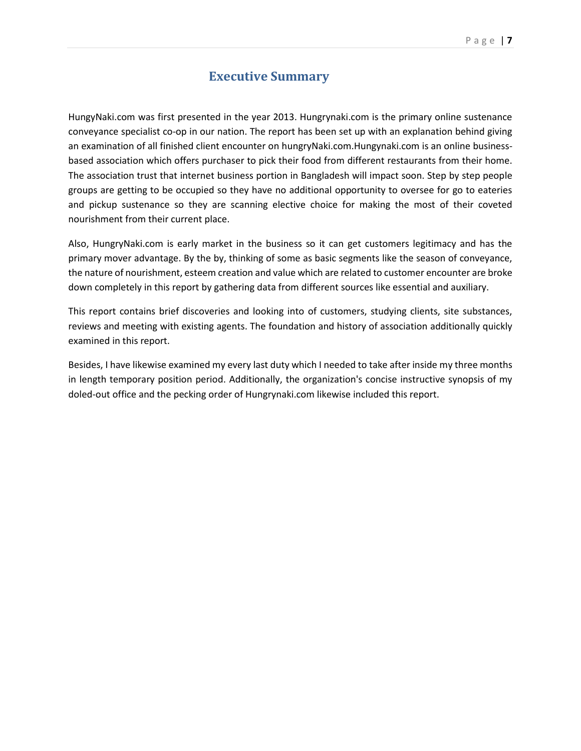# Executive Summary

HungyNaki.com was first presented in the year 2013. Hungrynaki.com is the primary online sustenance conveyance specialist co-op in our nation. The report has been set up with an explanation behind giving an examination of all finished client encounter on hungryNaki.com.Hungynaki.com is an online business-based association which offers purchaser to pick their food from different restaurants from their home. The association trust that internet business portion in Bangladesh will impact soon. Step by step people groups are getting to be occupied so they have no additional opportunity to oversee for go to eateries and pickup sustenance so they are scanning elective choice for making the most of their coveted nourishment from their current place.

Also, HungryNaki.com is early market in the business so it can get customers legitimacy and has the primary mover advantage. By the by, thinking of some as basic segments like the season of conveyance, the nature of nourishment, esteem creation and value which are related to customer encounter are broke down completely in this report by gathering data from different sources like essential and auxiliary.

This report contains brief discoveries and looking into of customers, studying clients, site substances, reviews and meeting with existing agents. The foundation and history of association additionally quickly examined in this report.

Besides, I have likewise examined my every last duty which I needed to take after inside my three months in length temporary position period. Additionally, the organization's concise instructive synopsis of my doled-out office and the pecking order of Hungrynaki.com likewise included this report.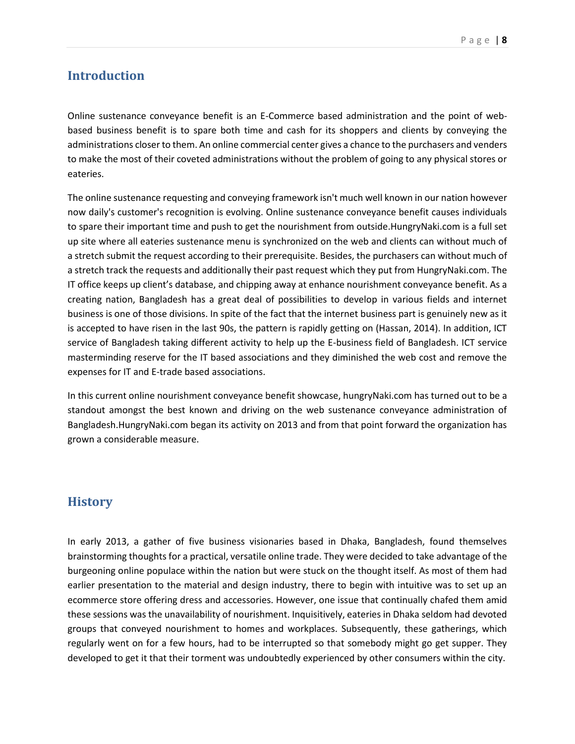## Introduction

Online sustenance conveyance benefit is an E-Commerce based administration and the point of web-based business benefit is to spare both time and cash for its shoppers and clients by conveying the administrations closer to them. An online commercial center gives a chance to the purchasers and venders to make the most of their coveted administrations without the problem of going to any physical stores or eateries.

The online sustenance requesting and conveying framework isn't much well known in our nation however now daily's customer's recognition is evolving. Online sustenance conveyance benefit causes individuals to spare their important time and push to get the nourishment from outside.HungryNaki.com is a full set up site where all eateries sustenance menu is synchronized on the web and clients can without much of a stretch submit the request according to their prerequisite. Besides, the purchasers can without much of a stretch track the requests and additionally their past request which they put from HungryNaki.com. The IT office keeps up client's database, and chipping away at enhance nourishment conveyance benefit. As a creating nation, Bangladesh has a great deal of possibilities to develop in various fields and internet business is one of those divisions. In spite of the fact that the internet business part is genuinely new as it is accepted to have risen in the last 90s, the pattern is rapidly getting on (Hassan, 2014). In addition, ICT service of Bangladesh taking different activity to help up the E-business field of Bangladesh. ICT service masterminding reserve for the IT based associations and they diminished the web cost and remove the expenses for IT and E-trade based associations.

In this current online nourishment conveyance benefit showcase, hungryNaki.com has turned out to be a standout amongst the best known and driving on the web sustenance conveyance administration of Bangladesh.HungryNaki.com began its activity on 2013 and from that point forward the organization has grown a considerable measure.

## History

In early 2013, a gather of five business visionaries based in Dhaka, Bangladesh, found themselves brainstorming thoughts for a practical, versatile online trade. They were decided to take advantage of the burgeoning online populace within the nation but were stuck on the thought itself. As most of them had earlier presentation to the material and design industry, there to begin with intuitive was to set up an ecommerce store offering dress and accessories. However, one issue that continually chafed them amid these sessions was the unavailability of nourishment. Inquisitively, eateries in Dhaka seldom had devoted groups that conveyed nourishment to homes and workplaces. Subsequently, these gatherings, which regularly went on for a few hours, had to be interrupted so that somebody might go get supper. They developed to get it that their torment was undoubtedly experienced by other consumers within the city.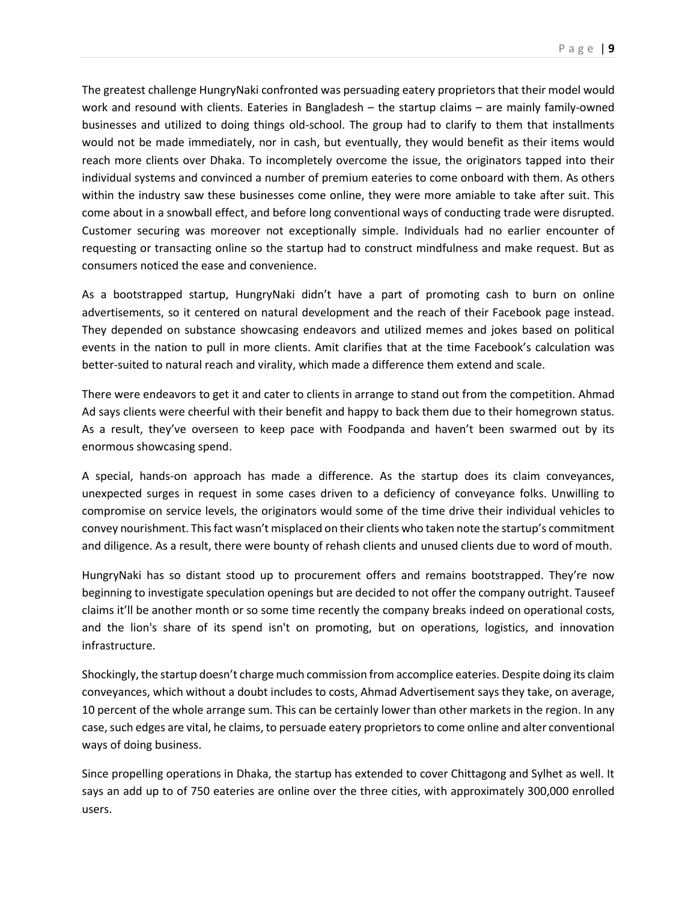The greatest challenge HungryNaki confronted was persuading eatery proprietors that their model would work and resound with clients. Eateries in Bangladesh – the startup claims – are mainly family-owned businesses and utilized to doing things old-school. The group had to clarify to them that installments would not be made immediately, nor in cash, but eventually, they would benefit as their items would reach more clients over Dhaka. To incompletely overcome the issue, the originators tapped into their individual systems and convinced a number of premium eateries to come onboard with them. As others within the industry saw these businesses come online, they were more amiable to take after suit. This come about in a snowball effect, and before long conventional ways of conducting trade were disrupted. Customer securing was moreover not exceptionally simple. Individuals had no earlier encounter of requesting or transacting online so the startup had to construct mindfulness and make request. But as consumers noticed the ease and convenience.

As a bootstrapped startup, HungryNaki didn't have a part of promoting cash to burn on online advertisements, so it centered on natural development and the reach of their Facebook page instead. They depended on substance showcasing endeavors and utilized memes and jokes based on political events in the nation to pull in more clients. Amit clarifies that at the time Facebook's calculation was better-suited to natural reach and virality, which made a difference them extend and scale.

There were endeavors to get it and cater to clients in arrange to stand out from the competition. Ahmad Ad says clients were cheerful with their benefit and happy to back them due to their homegrown status. As a result, they've overseen to keep pace with Foodpanda and haven't been swarmed out by its enormous showcasing spend.

A special, hands-on approach has made a difference. As the startup does its claim conveyances, unexpected surges in request in some cases driven to a deficiency of conveyance folks. Unwilling to compromise on service levels, the originators would some of the time drive their individual vehicles to convey nourishment. This fact wasn't misplaced on their clients who taken note the startup's commitment and diligence. As a result, there were bounty of rehash clients and unused clients due to word of mouth.

HungryNaki has so distant stood up to procurement offers and remains bootstrapped. They're now beginning to investigate speculation openings but are decided to not offer the company outright. Tauseef claims it'll be another month or so some time recently the company breaks indeed on operational costs, and the lion's share of its spend isn't on promoting, but on operations, logistics, and innovation infrastructure.

Shockingly, the startup doesn't charge much commission from accomplice eateries. Despite doing its claim conveyances, which without a doubt includes to costs, Ahmad Advertisement says they take, on average, 10 percent of the whole arrange sum. This can be certainly lower than other markets in the region. In any case, such edges are vital, he claims, to persuade eatery proprietors to come online and alter conventional ways of doing business.

Since propelling operations in Dhaka, the startup has extended to cover Chittagong and Sylhet as well. It says an add up to of 750 eateries are online over the three cities, with approximately 300,000 enrolled users.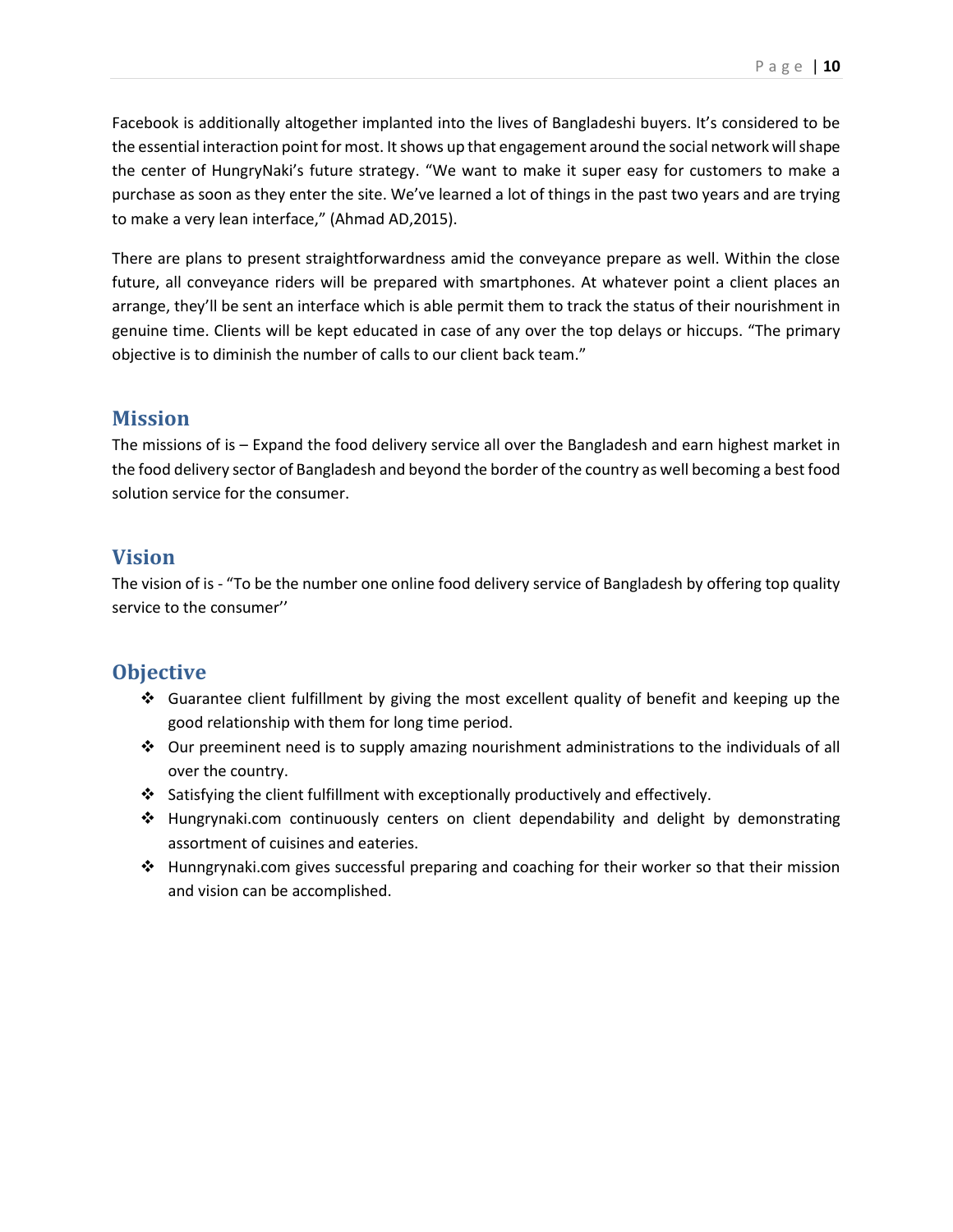Facebook is additionally altogether implanted into the lives of Bangladeshi buyers. It's considered to be the essential interaction point for most. It shows up that engagement around the social network will shape the center of HungryNaki's future strategy. "We want to make it super easy for customers to make a purchase as soon as they enter the site. We've learned a lot of things in the past two years and are trying to make a very lean interface," (Ahmad AD,2015).

There are plans to present straightforwardness amid the conveyance prepare as well. Within the close future, all conveyance riders will be prepared with smartphones. At whatever point a client places an arrange, they'll be sent an interface which is able permit them to track the status of their nourishment in genuine time. Clients will be kept educated in case of any over the top delays or hiccups. "The primary objective is to diminish the number of calls to our client back team."

## Mission

The missions of is – Expand the food delivery service all over the Bangladesh and earn highest market in the food delivery sector of Bangladesh and beyond the border of the country as well becoming a best food solution service for the consumer.

## Vision

The vision of is - "To be the number one online food delivery service of Bangladesh by offering top quality service to the consumer''

## Objective

- Guarantee client fulfillment by giving the most excellent quality of benefit and keeping up the good relationship with them for long time period.
- Our preeminent need is to supply amazing nourishment administrations to the individuals of all over the country.
- Satisfying the client fulfillment with exceptionally productively and effectively.
- Hungrynaki.com continuously centers on client dependability and delight by demonstrating assortment of cuisines and eateries.
- Hunngrynaki.com gives successful preparing and coaching for their worker so that their mission and vision can be accomplished.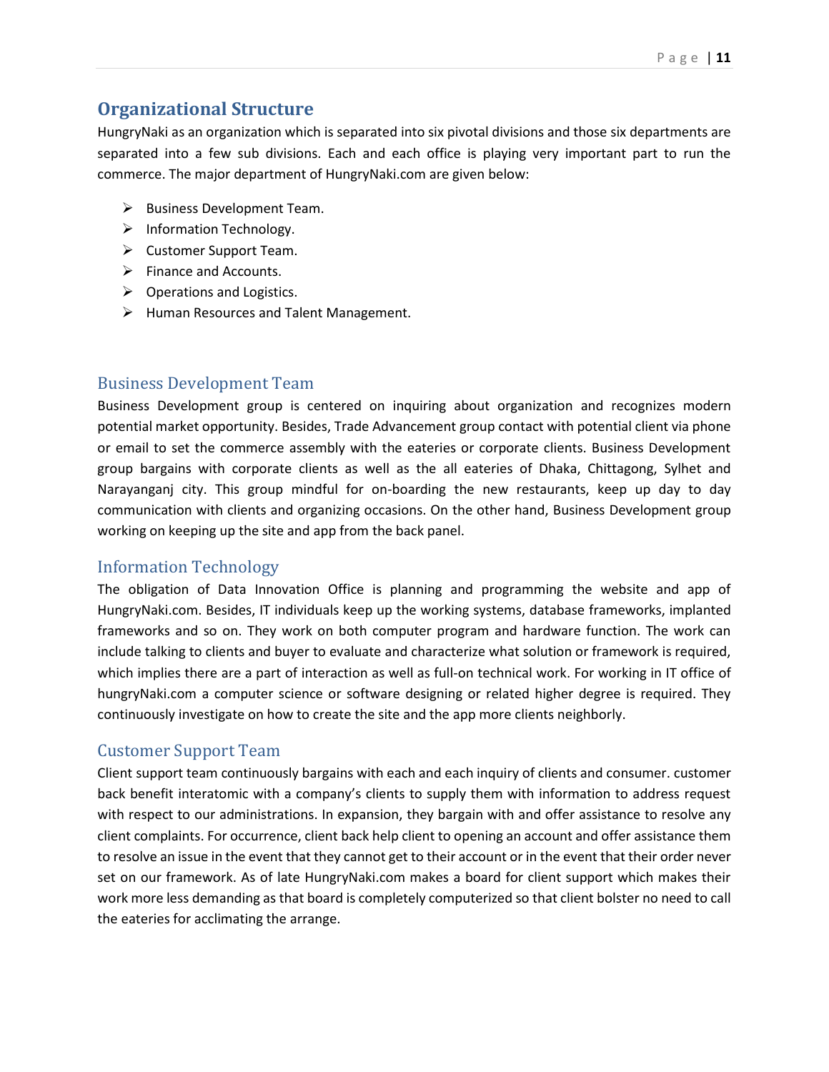## Organizational Structure

HungryNaki as an organization which is separated into six pivotal divisions and those six departments are separated into a few sub divisions. Each and each office is playing very important part to run the commerce. The major department of HungryNaki.com are given below:

- Business Development Team.
- Information Technology.
- Customer Support Team.
- Finance and Accounts.
- Operations and Logistics.
- Human Resources and Talent Management.

### Business Development Team

Business Development group is centered on inquiring about organization and recognizes modern potential market opportunity. Besides, Trade Advancement group contact with potential client via phone or email to set the commerce assembly with the eateries or corporate clients. Business Development group bargains with corporate clients as well as the all eateries of Dhaka, Chittagong, Sylhet and Narayanganj city. This group mindful for on-boarding the new restaurants, keep up day to day communication with clients and organizing occasions. On the other hand, Business Development group working on keeping up the site and app from the back panel.

### Information Technology

The obligation of Data Innovation Office is planning and programming the website and app of HungryNaki.com. Besides, IT individuals keep up the working systems, database frameworks, implanted frameworks and so on. They work on both computer program and hardware function. The work can include talking to clients and buyer to evaluate and characterize what solution or framework is required, which implies there are a part of interaction as well as full-on technical work. For working in IT office of hungryNaki.com a computer science or software designing or related higher degree is required. They continuously investigate on how to create the site and the app more clients neighborly.

### Customer Support Team

Client support team continuously bargains with each and each inquiry of clients and consumer. customer back benefit interatomic with a company's clients to supply them with information to address request with respect to our administrations. In expansion, they bargain with and offer assistance to resolve any client complaints. For occurrence, client back help client to opening an account and offer assistance them to resolve an issue in the event that they cannot get to their account or in the event that their order never set on our framework. As of late HungryNaki.com makes a board for client support which makes their work more less demanding as that board is completely computerized so that client bolster no need to call the eateries for acclimating the arrange.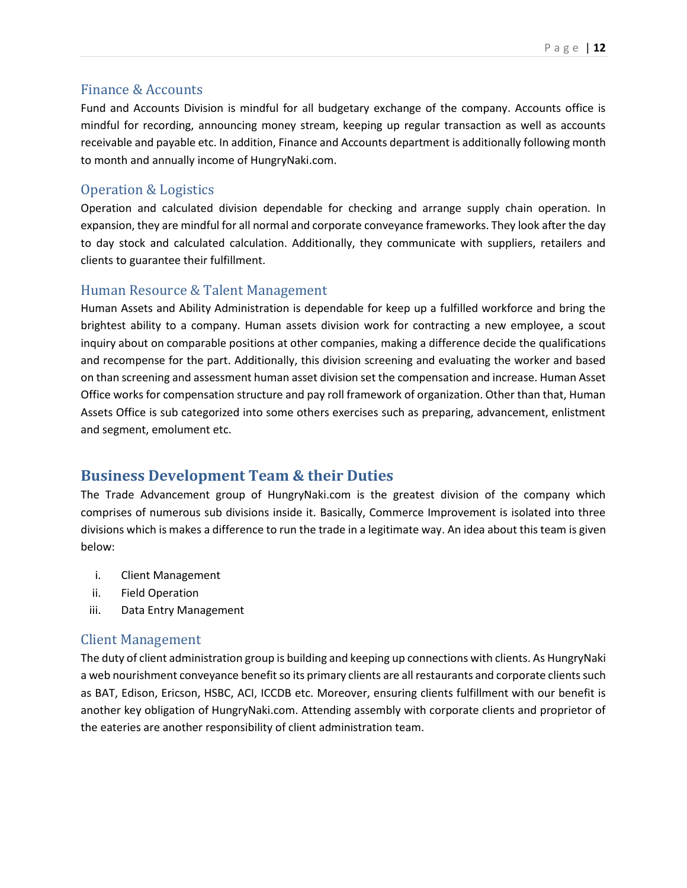### Finance & Accounts

Fund and Accounts Division is mindful for all budgetary exchange of the company. Accounts office is mindful for recording, announcing money stream, keeping up regular transaction as well as accounts receivable and payable etc. In addition, Finance and Accounts department is additionally following month to month and annually income of HungryNaki.com.

### Operation & Logistics

Operation and calculated division dependable for checking and arrange supply chain operation. In expansion, they are mindful for all normal and corporate conveyance frameworks. They look after the day to day stock and calculated calculation. Additionally, they communicate with suppliers, retailers and clients to guarantee their fulfillment.

### Human Resource & Talent Management

Human Assets and Ability Administration is dependable for keep up a fulfilled workforce and bring the brightest ability to a company. Human assets division work for contracting a new employee, a scout inquiry about on comparable positions at other companies, making a difference decide the qualifications and recompense for the part. Additionally, this division screening and evaluating the worker and based on than screening and assessment human asset division set the compensation and increase. Human Asset Office works for compensation structure and pay roll framework of organization. Other than that, Human Assets Office is sub categorized into some others exercises such as preparing, advancement, enlistment and segment, emolument etc.

## Business Development Team & their Duties

The Trade Advancement group of HungryNaki.com is the greatest division of the company which comprises of numerous sub divisions inside it. Basically, Commerce Improvement is isolated into three divisions which is makes a difference to run the trade in a legitimate way. An idea about this team is given below:

i. Client Management
ii. Field Operation
iii. Data Entry Management

### Client Management

The duty of client administration group is building and keeping up connections with clients. As HungryNaki a web nourishment conveyance benefit so its primary clients are all restaurants and corporate clients such as BAT, Edison, Ericson, HSBC, ACI, ICCDB etc. Moreover, ensuring clients fulfillment with our benefit is another key obligation of HungryNaki.com. Attending assembly with corporate clients and proprietor of the eateries are another responsibility of client administration team.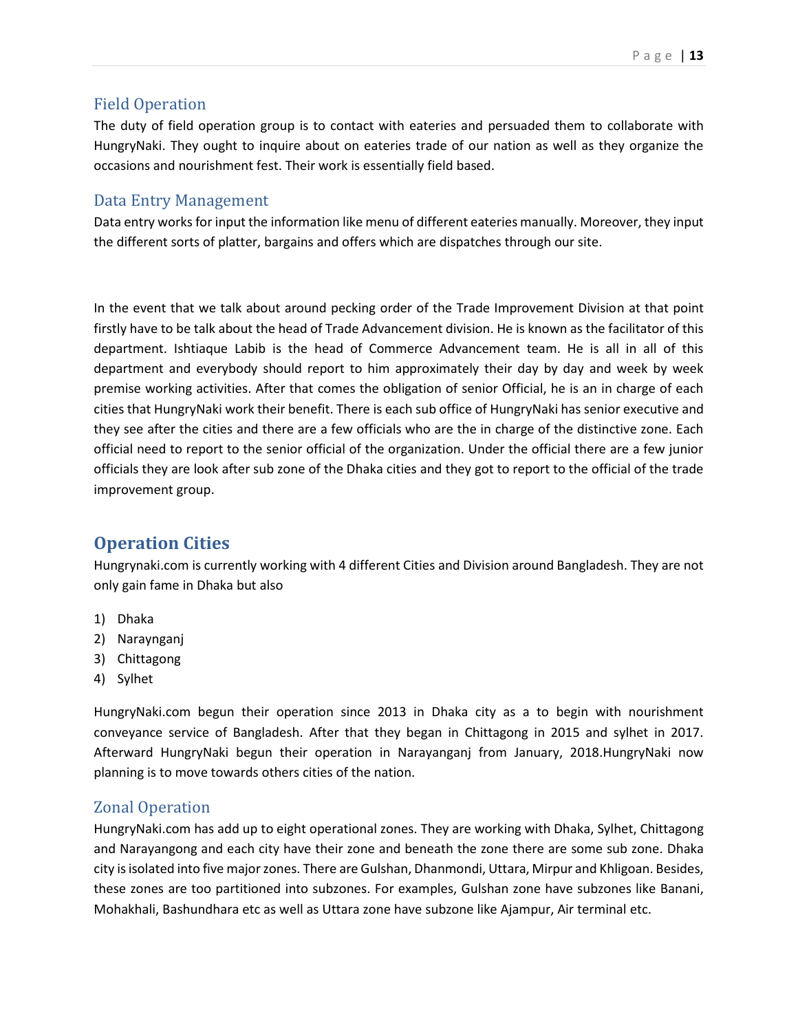### Field Operation

The duty of field operation group is to contact with eateries and persuaded them to collaborate with HungryNaki. They ought to inquire about on eateries trade of our nation as well as they organize the occasions and nourishment fest. Their work is essentially field based.

### Data Entry Management

Data entry works for input the information like menu of different eateries manually. Moreover, they input the different sorts of platter, bargains and offers which are dispatches through our site.

In the event that we talk about around pecking order of the Trade Improvement Division at that point firstly have to be talk about the head of Trade Advancement division. He is known as the facilitator of this department. Ishtiaque Labib is the head of Commerce Advancement team. He is all in all of this department and everybody should report to him approximately their day by day and week by week premise working activities. After that comes the obligation of senior Official, he is an in charge of each cities that HungryNaki work their benefit. There is each sub office of HungryNaki has senior executive and they see after the cities and there are a few officials who are the in charge of the distinctive zone. Each official need to report to the senior official of the organization. Under the official there are a few junior officials they are look after sub zone of the Dhaka cities and they got to report to the official of the trade improvement group.

## Operation Cities

Hungrynaki.com is currently working with 4 different Cities and Division around Bangladesh. They are not only gain fame in Dhaka but also

1) Dhaka
2) Naraynganj
3) Chittagong
4) Sylhet

HungryNaki.com begun their operation since 2013 in Dhaka city as a to begin with nourishment conveyance service of Bangladesh. After that they began in Chittagong in 2015 and sylhet in 2017. Afterward HungryNaki begun their operation in Narayanganj from January, 2018.HungryNaki now planning is to move towards others cities of the nation.

### Zonal Operation

HungryNaki.com has add up to eight operational zones. They are working with Dhaka, Sylhet, Chittagong and Narayangong and each city have their zone and beneath the zone there are some sub zone. Dhaka city is isolated into five major zones. There are Gulshan, Dhanmondi, Uttara, Mirpur and Khligoan. Besides, these zones are too partitioned into subzones. For examples, Gulshan zone have subzones like Banani, Mohakhali, Bashundhara etc as well as Uttara zone have subzone like Ajampur, Air terminal etc.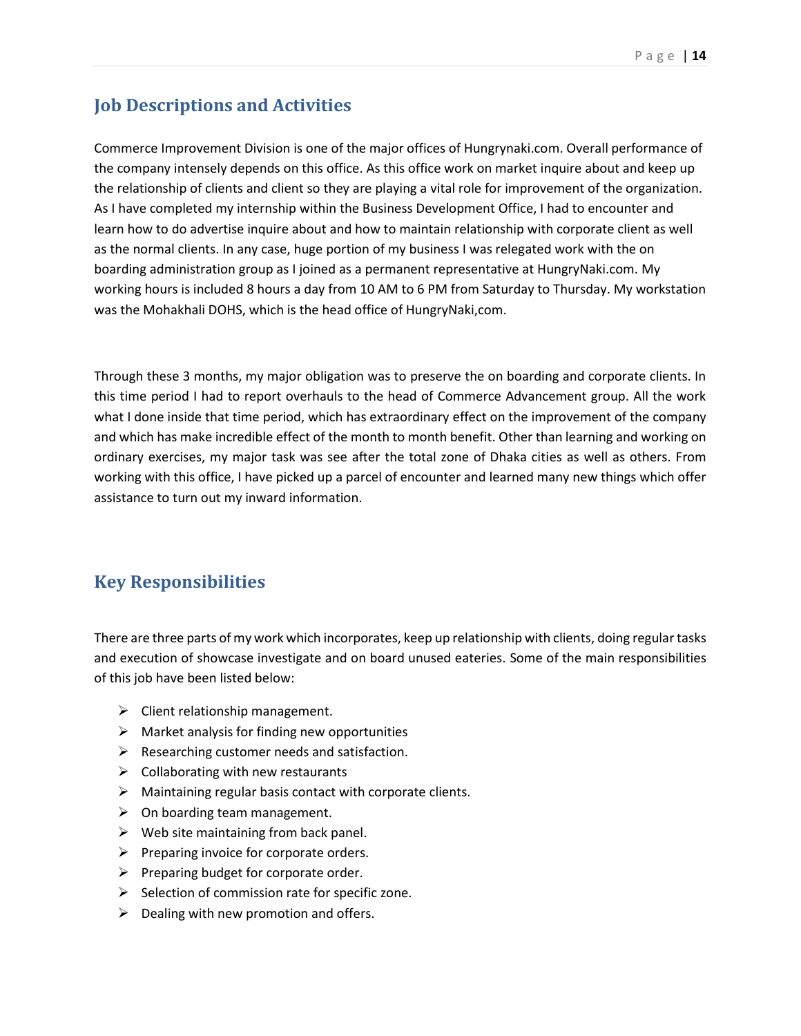## Job Descriptions and Activities

Commerce Improvement Division is one of the major offices of Hungrynaki.com. Overall performance of the company intensely depends on this office. As this office work on market inquire about and keep up the relationship of clients and client so they are playing a vital role for improvement of the organization. As I have completed my internship within the Business Development Office, I had to encounter and learn how to do advertise inquire about and how to maintain relationship with corporate client as well as the normal clients. In any case, huge portion of my business I was relegated work with the on boarding administration group as I joined as a permanent representative at HungryNaki.com. My working hours is included 8 hours a day from 10 AM to 6 PM from Saturday to Thursday. My workstation was the Mohakhali DOHS, which is the head office of HungryNaki,com.

Through these 3 months, my major obligation was to preserve the on boarding and corporate clients. In this time period I had to report overhauls to the head of Commerce Advancement group. All the work what I done inside that time period, which has extraordinary effect on the improvement of the company and which has make incredible effect of the month to month benefit. Other than learning and working on ordinary exercises, my major task was see after the total zone of Dhaka cities as well as others. From working with this office, I have picked up a parcel of encounter and learned many new things which offer assistance to turn out my inward information.

## Key Responsibilities

There are three parts of my work which incorporates, keep up relationship with clients, doing regular tasks and execution of showcase investigate and on board unused eateries. Some of the main responsibilities of this job have been listed below:

- Client relationship management.
- Market analysis for finding new opportunities
- Researching customer needs and satisfaction.
- Collaborating with new restaurants
- Maintaining regular basis contact with corporate clients.
- On boarding team management.
- Web site maintaining from back panel.
- Preparing invoice for corporate orders.
- Preparing budget for corporate order.
- Selection of commission rate for specific zone.
- Dealing with new promotion and offers.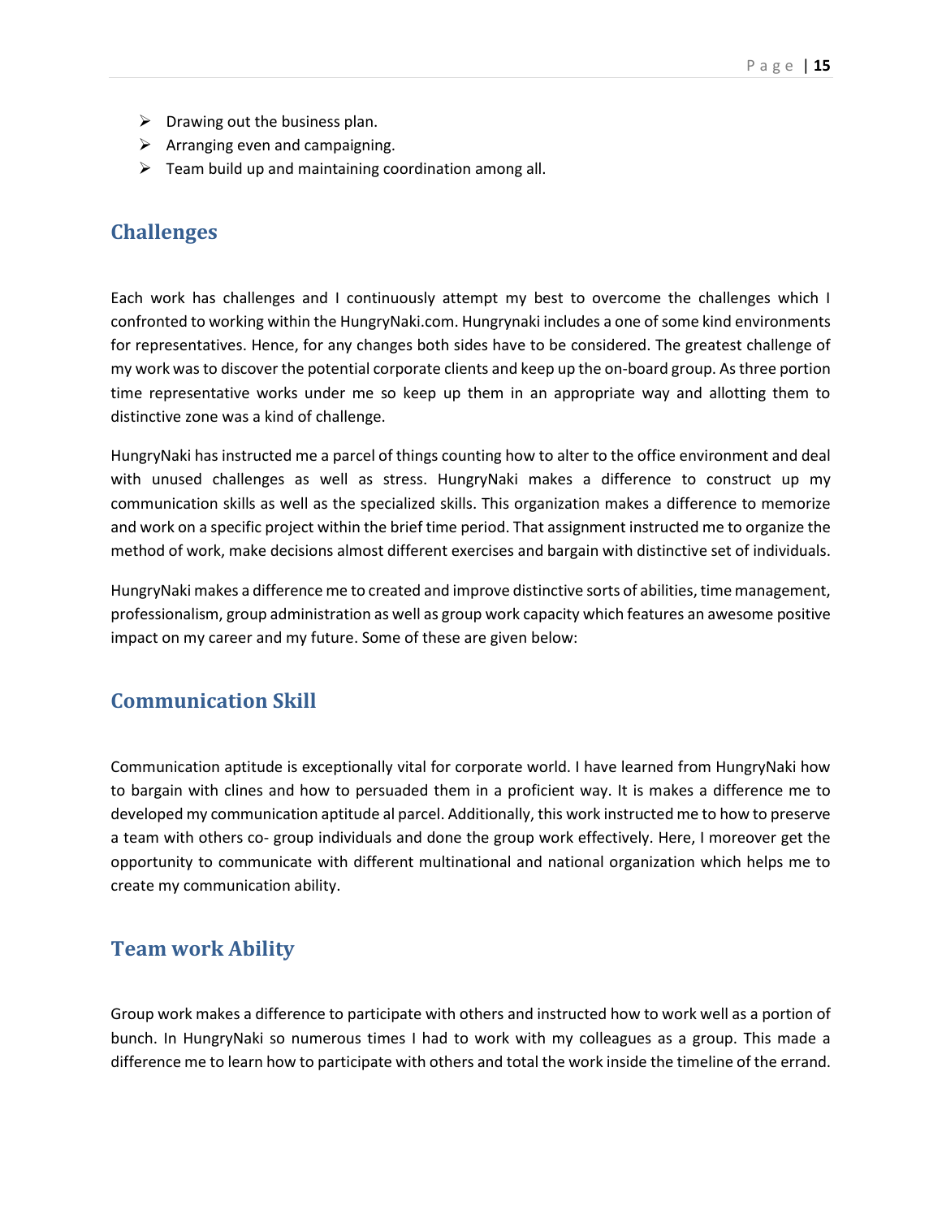- Drawing out the business plan.
- Arranging even and campaigning.
- Team build up and maintaining coordination among all.

## Challenges

Each work has challenges and I continuously attempt my best to overcome the challenges which I confronted to working within the HungryNaki.com. Hungrynaki includes a one of some kind environments for representatives. Hence, for any changes both sides have to be considered. The greatest challenge of my work was to discover the potential corporate clients and keep up the on-board group. As three portion time representative works under me so keep up them in an appropriate way and allotting them to distinctive zone was a kind of challenge.

HungryNaki has instructed me a parcel of things counting how to alter to the office environment and deal with unused challenges as well as stress. HungryNaki makes a difference to construct up my communication skills as well as the specialized skills. This organization makes a difference to memorize and work on a specific project within the brief time period. That assignment instructed me to organize the method of work, make decisions almost different exercises and bargain with distinctive set of individuals.

HungryNaki makes a difference me to created and improve distinctive sorts of abilities, time management, professionalism, group administration as well as group work capacity which features an awesome positive impact on my career and my future. Some of these are given below:

## Communication Skill

Communication aptitude is exceptionally vital for corporate world. I have learned from HungryNaki how to bargain with clines and how to persuaded them in a proficient way. It is makes a difference me to developed my communication aptitude al parcel. Additionally, this work instructed me to how to preserve a team with others co- group individuals and done the group work effectively. Here, I moreover get the opportunity to communicate with different multinational and national organization which helps me to create my communication ability.

## Team work Ability

Group work makes a difference to participate with others and instructed how to work well as a portion of bunch. In HungryNaki so numerous times I had to work with my colleagues as a group. This made a difference me to learn how to participate with others and total the work inside the timeline of the errand.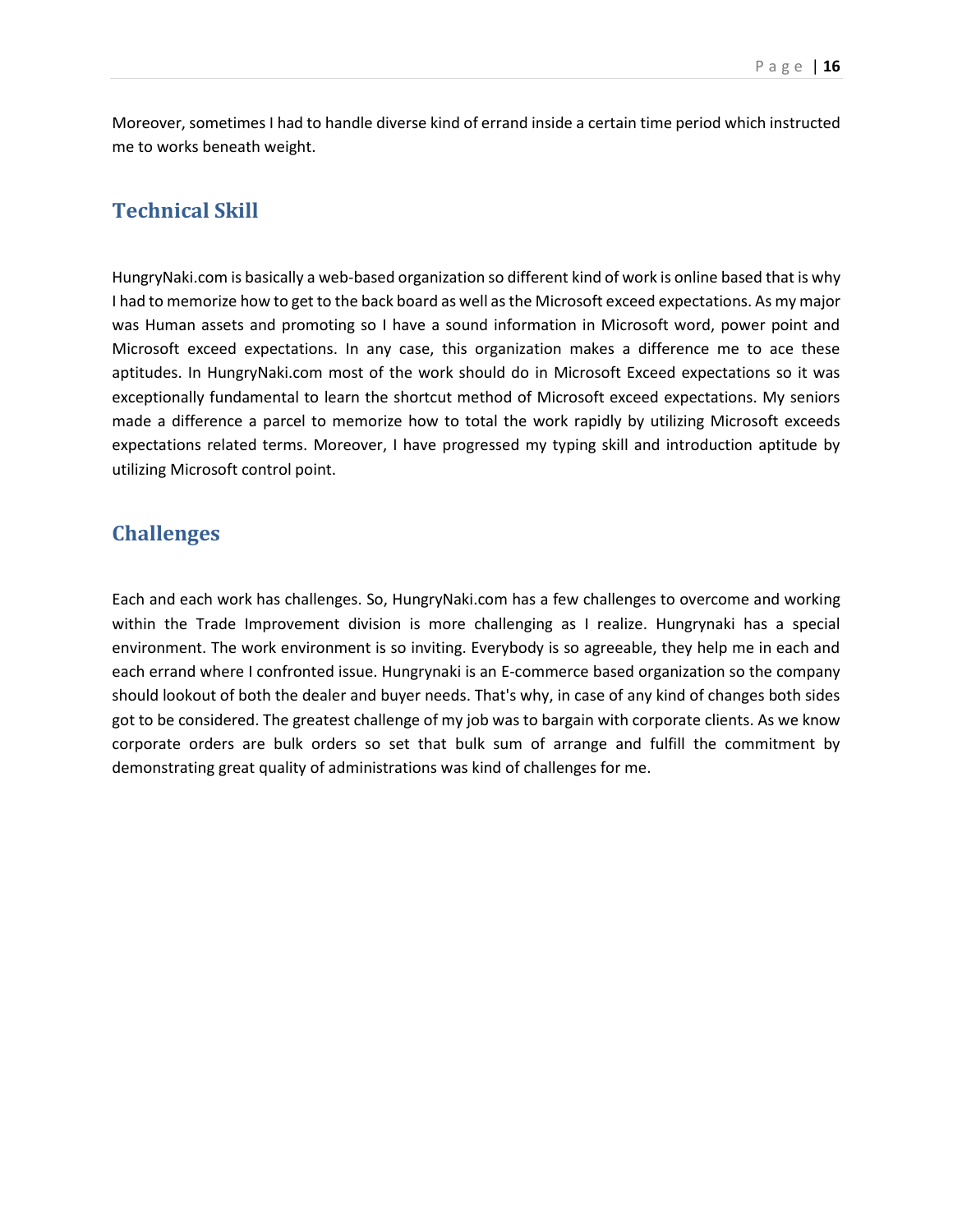Moreover, sometimes I had to handle diverse kind of errand inside a certain time period which instructed me to works beneath weight.

## Technical Skill

HungryNaki.com is basically a web-based organization so different kind of work is online based that is why I had to memorize how to get to the back board as well as the Microsoft exceed expectations. As my major was Human assets and promoting so I have a sound information in Microsoft word, power point and Microsoft exceed expectations. In any case, this organization makes a difference me to ace these aptitudes. In HungryNaki.com most of the work should do in Microsoft Exceed expectations so it was exceptionally fundamental to learn the shortcut method of Microsoft exceed expectations. My seniors made a difference a parcel to memorize how to total the work rapidly by utilizing Microsoft exceeds expectations related terms. Moreover, I have progressed my typing skill and introduction aptitude by utilizing Microsoft control point.

## Challenges

Each and each work has challenges. So, HungryNaki.com has a few challenges to overcome and working within the Trade Improvement division is more challenging as I realize. Hungrynaki has a special environment. The work environment is so inviting. Everybody is so agreeable, they help me in each and each errand where I confronted issue. Hungrynaki is an E-commerce based organization so the company should lookout of both the dealer and buyer needs. That's why, in case of any kind of changes both sides got to be considered. The greatest challenge of my job was to bargain with corporate clients. As we know corporate orders are bulk orders so set that bulk sum of arrange and fulfill the commitment by demonstrating great quality of administrations was kind of challenges for me.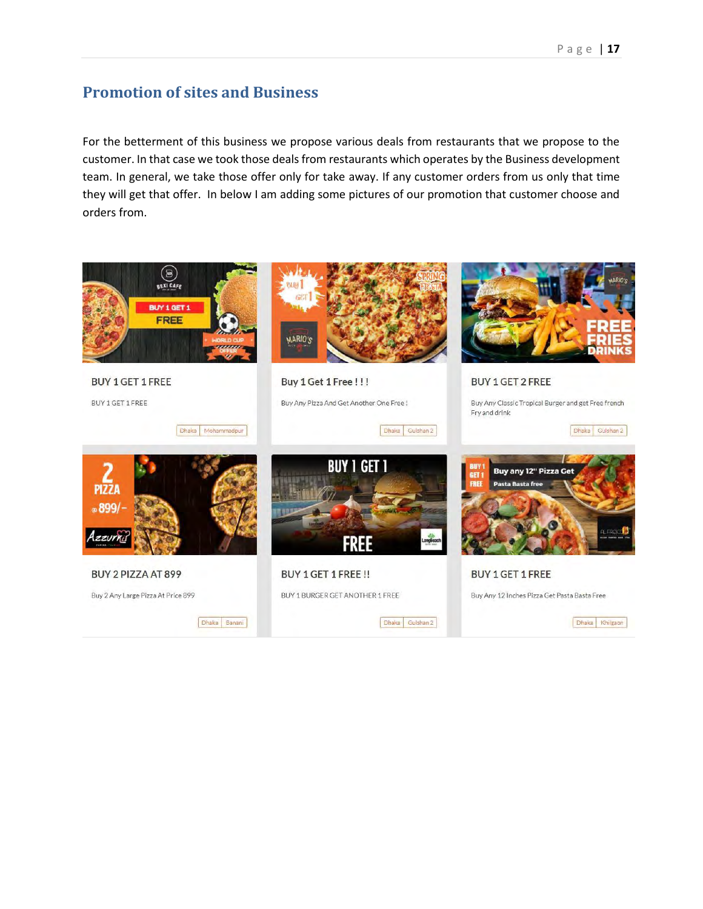## Promotion of sites and Business

For the betterment of this business we propose various deals from restaurants that we propose to the customer. In that case we took those deals from restaurants which operates by the Business development team. In general, we take those offer only for take away. If any customer orders from us only that time they will get that offer. In below I am adding some pictures of our promotion that customer choose and orders from.

BUY 1 GET 1 FREE

BUY 1 GET 1 FREE

Dhaka | Mohammadpur

Buy 1 Get 1 Free ! ! !

Buy Any Pizza And Get Another One Free !

Dhaka | Gulshan 2

BUY 1 GET 2 FREE

Buy Any Classic Tropical Burger and get Free french Fry and drink

Dhaka | Gulshan 2

BUY 2 PIZZA AT 899

Buy 2 Any Large Pizza At Price 899

Dhaka | Banani

BUY 1 GET 1 FREE !!

BUY 1 BURGER GET ANOTHER 1 FREE

Dhaka | Gulshan 2

BUY 1 GET 1 FREE

Buy Any 12 Inches Pizza Get Pasta Basta Free

Dhaka | Khilgaon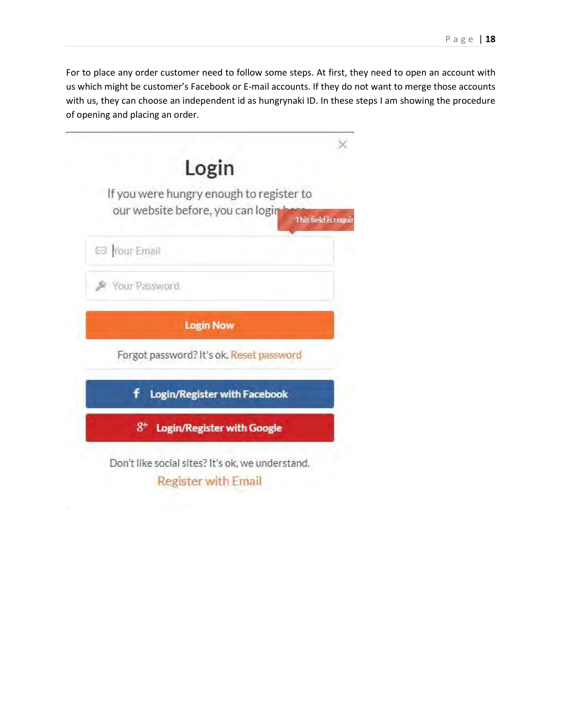For to place any order customer need to follow some steps. At first, they need to open an account with us which might be customer's Facebook or E-mail accounts. If they do not want to merge those accounts with us, they can choose an independent id as hungrynaki ID. In these steps I am showing the procedure of opening and placing an order.

## Login

If you were hungry enough to register to our website before, you can login here

This field is requir

Your Email

Your Password

Login Now

Forgot password? It's ok. Reset password

Login/Register with Facebook

Login/Register with Google

Don't like social sites? It's ok, we understand.

Register with Email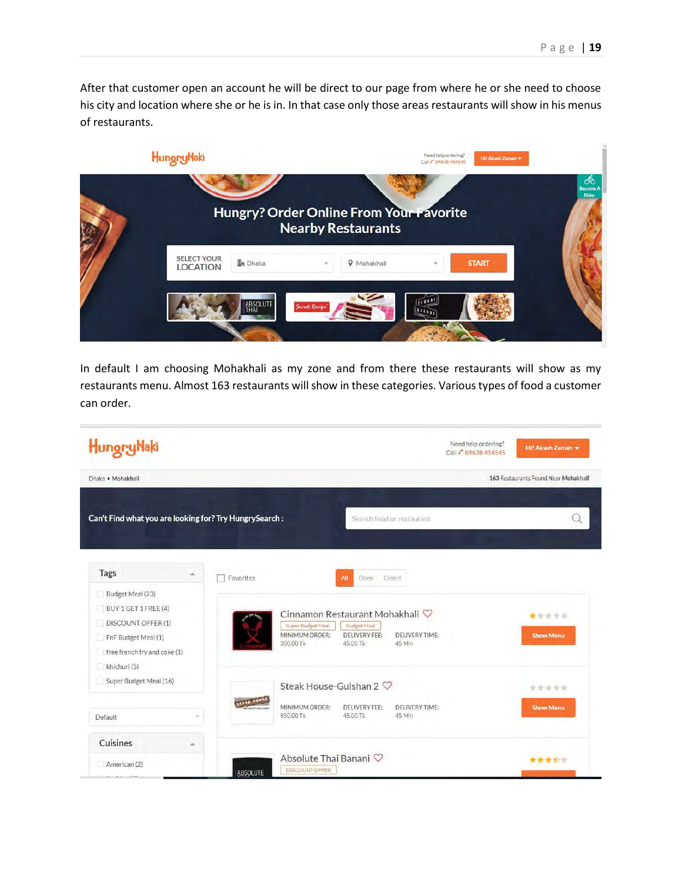After that customer open an account he will be direct to our page from where he or she need to choose his city and location where she or he is in. In that case only those areas restaurants will show in his menus of restaurants.

In default I am choosing Mohakhali as my zone and from there these restaurants will show as my restaurants menu. Almost 163 restaurants will show in these categories. Various types of food a customer can order.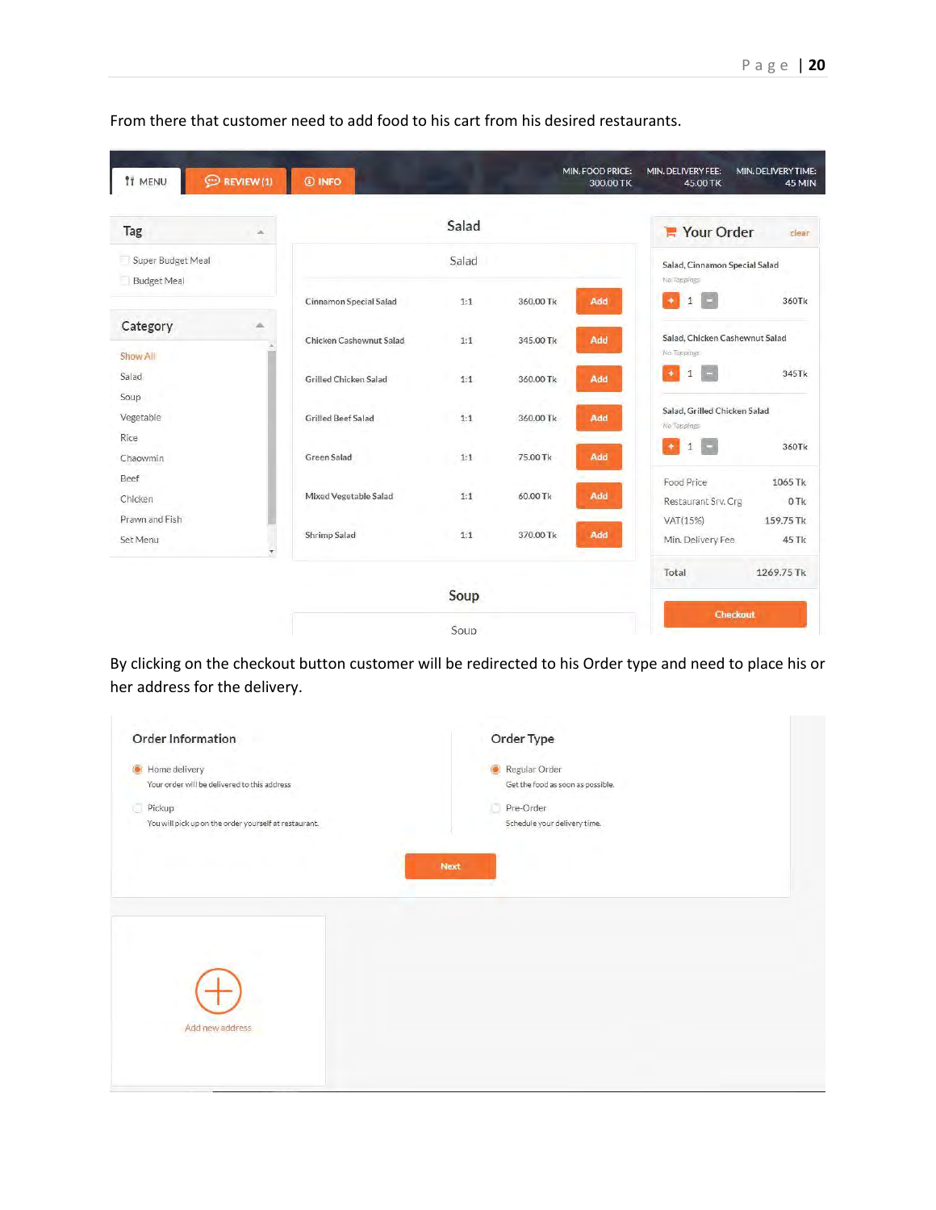From there that customer need to add food to his cart from his desired restaurants.

MENU | REVIEW (1) | INFO

MIN. FOOD PRICE: 300.00 TK
MIN. DELIVERY FEE: 45.00 TK
MIN. DELIVERY TIME: 45 MIN

Tag

Super Budget Meal
Budget Meal

Category

Show All
Salad
Soup
Vegetable
Rice
Chaowmin
Beef
Chicken
Prawn and Fish
Set Menu

Salad

| Salad | | | |
|---|---|---|---|
| Cinnamon Special Salad | 1:1 | 360.00 Tk | Add |
| Chicken Cashewnut Salad | 1:1 | 345.00 Tk | Add |
| Grilled Chicken Salad | 1:1 | 360.00 Tk | Add |
| Grilled Beef Salad | 1:1 | 360.00 Tk | Add |
| Green Salad | 1:1 | 75.00 Tk | Add |
| Mixed Vegetable Salad | 1:1 | 60.00 Tk | Add |
| Shrimp Salad | 1:1 | 370.00 Tk | Add |

Soup

Soup

Your Order — clear

Salad, Cinnamon Special Salad
No Toppings
1 — 360Tk

Salad, Chicken Cashewnut Salad
No Toppings
1 — 345Tk

Salad, Grilled Chicken Salad
No Toppings
1 — 360Tk

| | |
|---|---|
| Food Price | 1065 Tk |
| Restaurant Srv. Crg | 0 Tk |
| VAT(15%) | 159.75 Tk |
| Min. Delivery Fee | 45 Tk |
| Total | 1269.75 Tk |

Checkout

By clicking on the checkout button customer will be redirected to his Order type and need to place his or her address for the delivery.

Order Information

- Home delivery — Your order will be delivered to this address
- Pickup — You will pick up on the order yourself at restaurant.

Order Type

- Regular Order — Get the food as soon as possible.
- Pre-Order — Schedule your delivery time.

Next

Add new address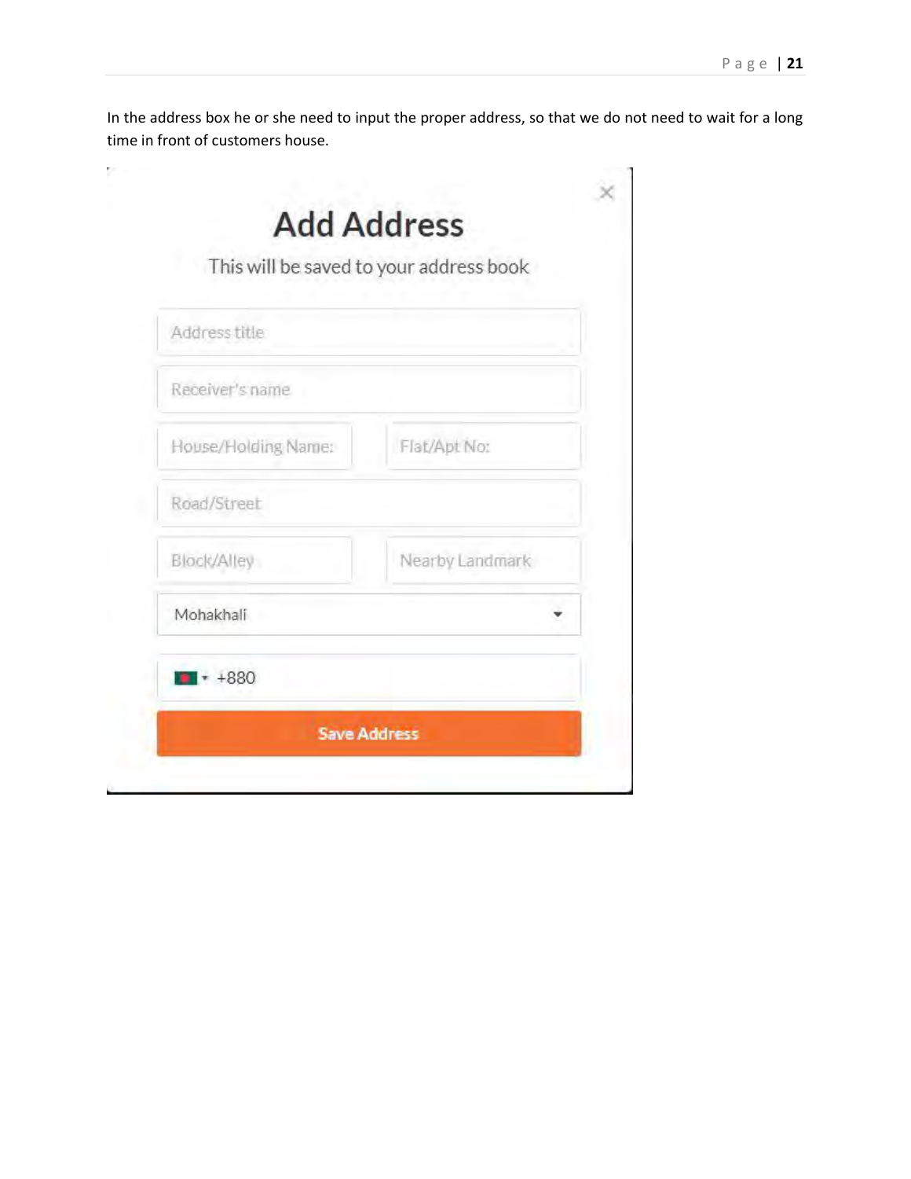In the address box he or she need to input the proper address, so that we do not need to wait for a long time in front of customers house.

Add Address

This will be saved to your address book

Address title

Receiver's name

House/Holding Name:

Flat/Apt No:

Road/Street

Block/Alley

Nearby Landmark

Mohakhali

+880

Save Address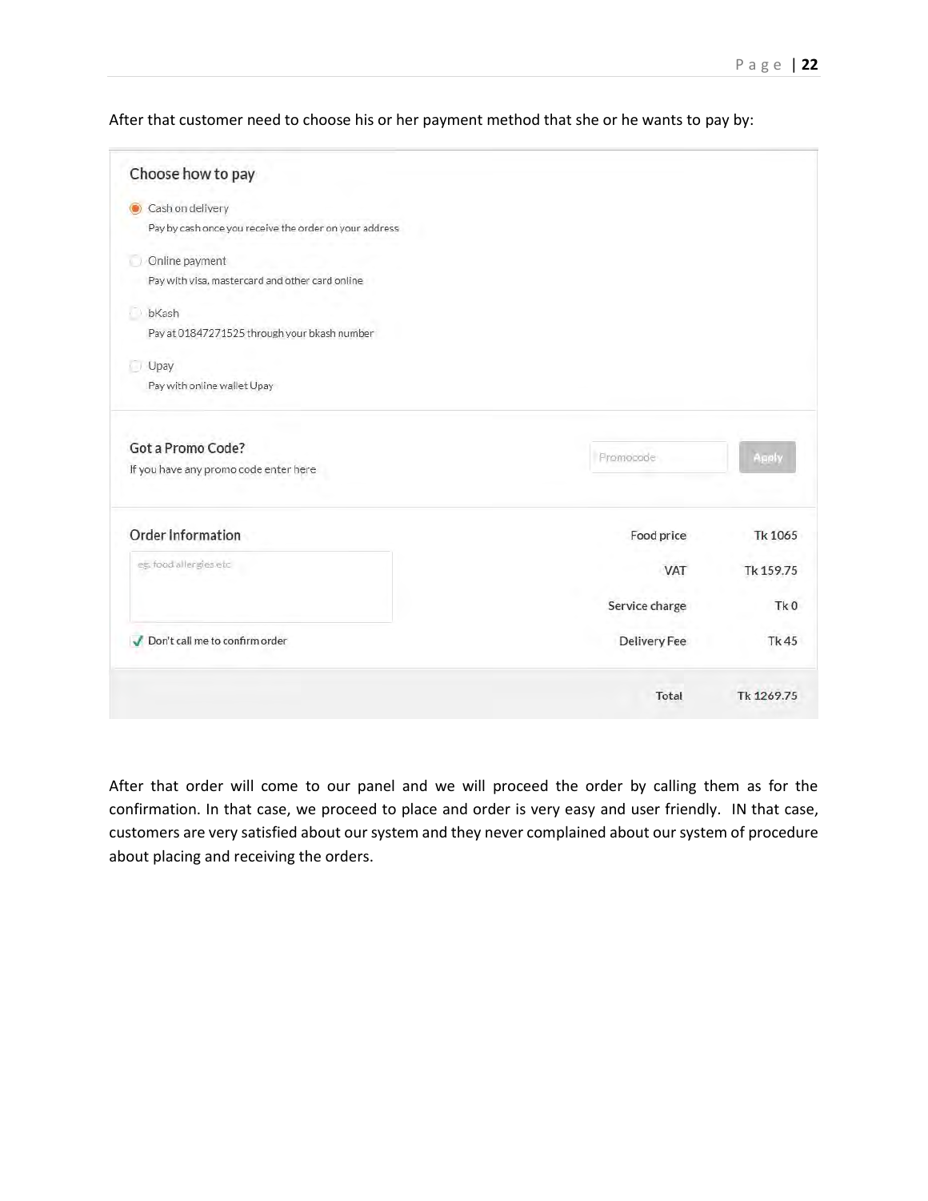After that customer need to choose his or her payment method that she or he wants to pay by:

### Choose how to pay

- (selected) Cash on delivery
  Pay by cash once you receive the order on your address
- Online payment
  Pay with visa, mastercard and other card online
- bKash
  Pay at 01847271525 through your bkash number
- Upay
  Pay with online wallet Upay

### Got a Promo Code?

If you have any promo code enter here

Promocode | Apply

### Order Information

eg. food allergies etc

✓ Don't call me to confirm order

| | |
|---|---|
| Food price | Tk 1065 |
| VAT | Tk 159.75 |
| Service charge | Tk 0 |
| Delivery Fee | Tk 45 |
| Total | Tk 1269.75 |

After that order will come to our panel and we will proceed the order by calling them as for the confirmation. In that case, we proceed to place and order is very easy and user friendly. IN that case, customers are very satisfied about our system and they never complained about our system of procedure about placing and receiving the orders.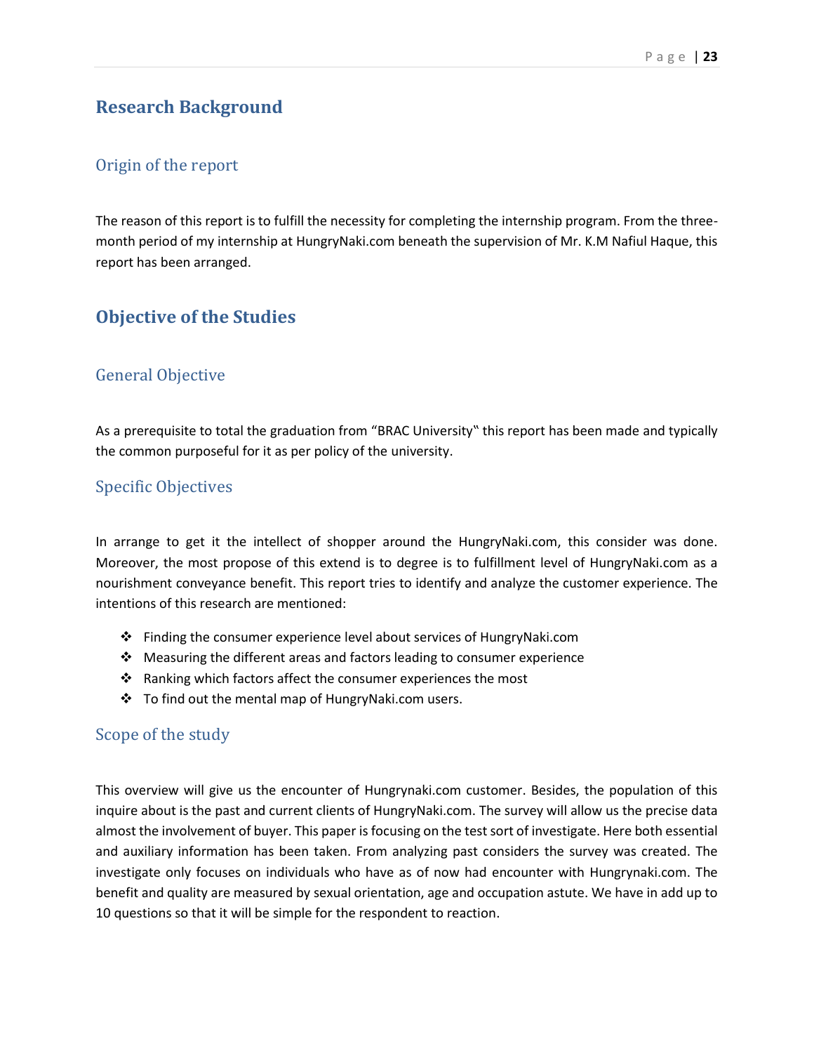# Research Background

## Origin of the report

The reason of this report is to fulfill the necessity for completing the internship program. From the three-month period of my internship at HungryNaki.com beneath the supervision of Mr. K.M Nafiul Haque, this report has been arranged.

# Objective of the Studies

## General Objective

As a prerequisite to total the graduation from "BRAC University�needs this report has been made and typically the common purposeful for it as per policy of the university.

## Specific Objectives

In arrange to get it the intellect of shopper around the HungryNaki.com, this consider was done. Moreover, the most propose of this extend is to degree is to fulfillment level of HungryNaki.com as a nourishment conveyance benefit. This report tries to identify and analyze the customer experience. The intentions of this research are mentioned:

- Finding the consumer experience level about services of HungryNaki.com
- Measuring the different areas and factors leading to consumer experience
- Ranking which factors affect the consumer experiences the most
- To find out the mental map of HungryNaki.com users.

## Scope of the study

This overview will give us the encounter of Hungrynaki.com customer. Besides, the population of this inquire about is the past and current clients of HungryNaki.com. The survey will allow us the precise data almost the involvement of buyer. This paper is focusing on the test sort of investigate. Here both essential and auxiliary information has been taken. From analyzing past considers the survey was created. The investigate only focuses on individuals who have as of now had encounter with Hungrynaki.com. The benefit and quality are measured by sexual orientation, age and occupation astute. We have in add up to 10 questions so that it will be simple for the respondent to reaction.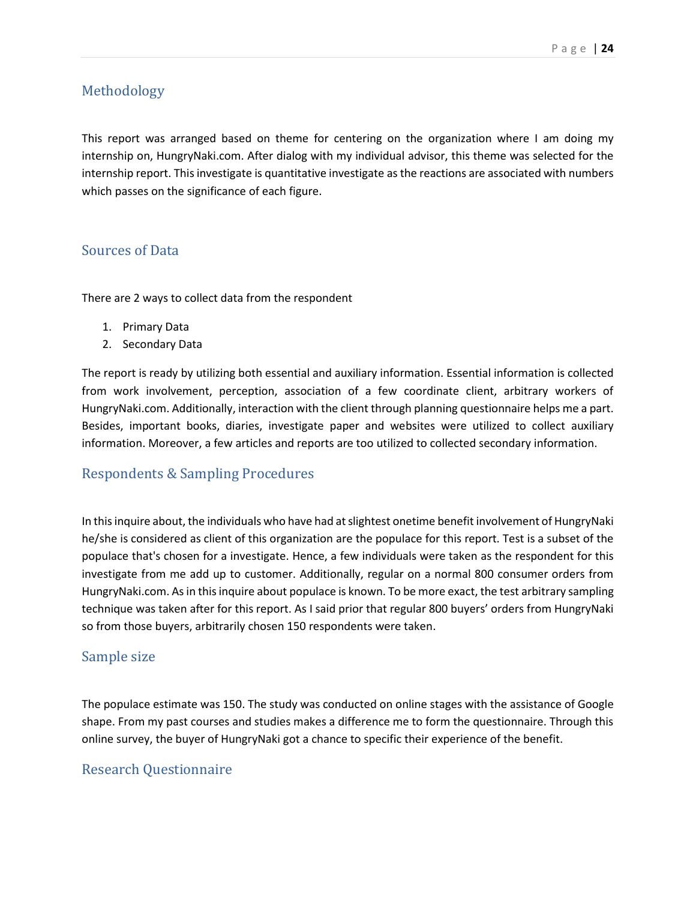## Methodology

This report was arranged based on theme for centering on the organization where I am doing my internship on, HungryNaki.com. After dialog with my individual advisor, this theme was selected for the internship report. This investigate is quantitative investigate as the reactions are associated with numbers which passes on the significance of each figure.

## Sources of Data

There are 2 ways to collect data from the respondent

1. Primary Data
2. Secondary Data

The report is ready by utilizing both essential and auxiliary information. Essential information is collected from work involvement, perception, association of a few coordinate client, arbitrary workers of HungryNaki.com. Additionally, interaction with the client through planning questionnaire helps me a part. Besides, important books, diaries, investigate paper and websites were utilized to collect auxiliary information. Moreover, a few articles and reports are too utilized to collected secondary information.

## Respondents & Sampling Procedures

In this inquire about, the individuals who have had at slightest onetime benefit involvement of HungryNaki he/she is considered as client of this organization are the populace for this report. Test is a subset of the populace that's chosen for a investigate. Hence, a few individuals were taken as the respondent for this investigate from me add up to customer. Additionally, regular on a normal 800 consumer orders from HungryNaki.com. As in this inquire about populace is known. To be more exact, the test arbitrary sampling technique was taken after for this report. As I said prior that regular 800 buyers' orders from HungryNaki so from those buyers, arbitrarily chosen 150 respondents were taken.

## Sample size

The populace estimate was 150. The study was conducted on online stages with the assistance of Google shape. From my past courses and studies makes a difference me to form the questionnaire. Through this online survey, the buyer of HungryNaki got a chance to specific their experience of the benefit.

## Research Questionnaire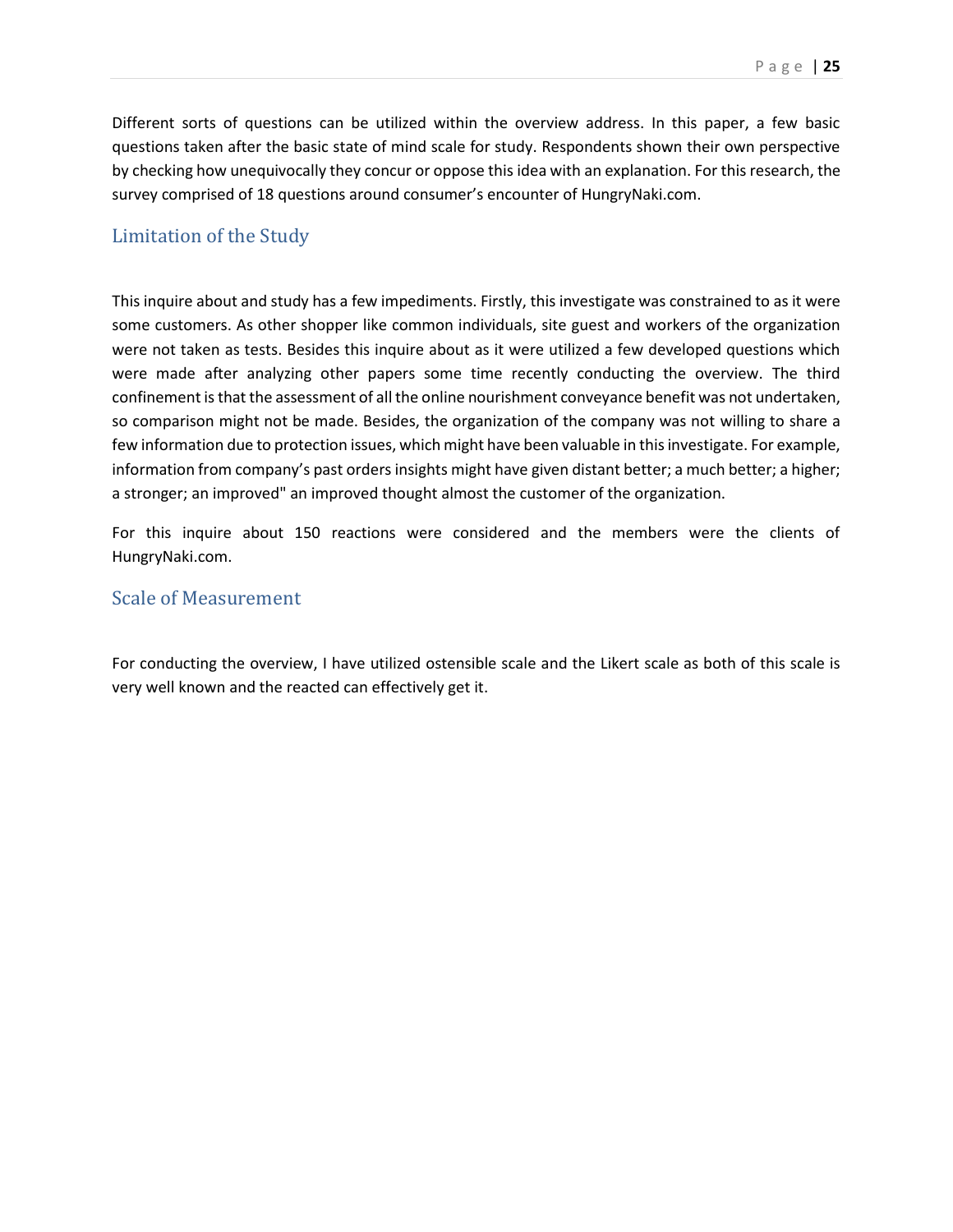Different sorts of questions can be utilized within the overview address. In this paper, a few basic questions taken after the basic state of mind scale for study. Respondents shown their own perspective by checking how unequivocally they concur or oppose this idea with an explanation. For this research, the survey comprised of 18 questions around consumer's encounter of HungryNaki.com.

## Limitation of the Study

This inquire about and study has a few impediments. Firstly, this investigate was constrained to as it were some customers. As other shopper like common individuals, site guest and workers of the organization were not taken as tests. Besides this inquire about as it were utilized a few developed questions which were made after analyzing other papers some time recently conducting the overview. The third confinement is that the assessment of all the online nourishment conveyance benefit was not undertaken, so comparison might not be made. Besides, the organization of the company was not willing to share a few information due to protection issues, which might have been valuable in this investigate. For example, information from company's past orders insights might have given distant better; a much better; a higher; a stronger; an improved" an improved thought almost the customer of the organization.

For this inquire about 150 reactions were considered and the members were the clients of HungryNaki.com.

## Scale of Measurement

For conducting the overview, I have utilized ostensible scale and the Likert scale as both of this scale is very well known and the reacted can effectively get it.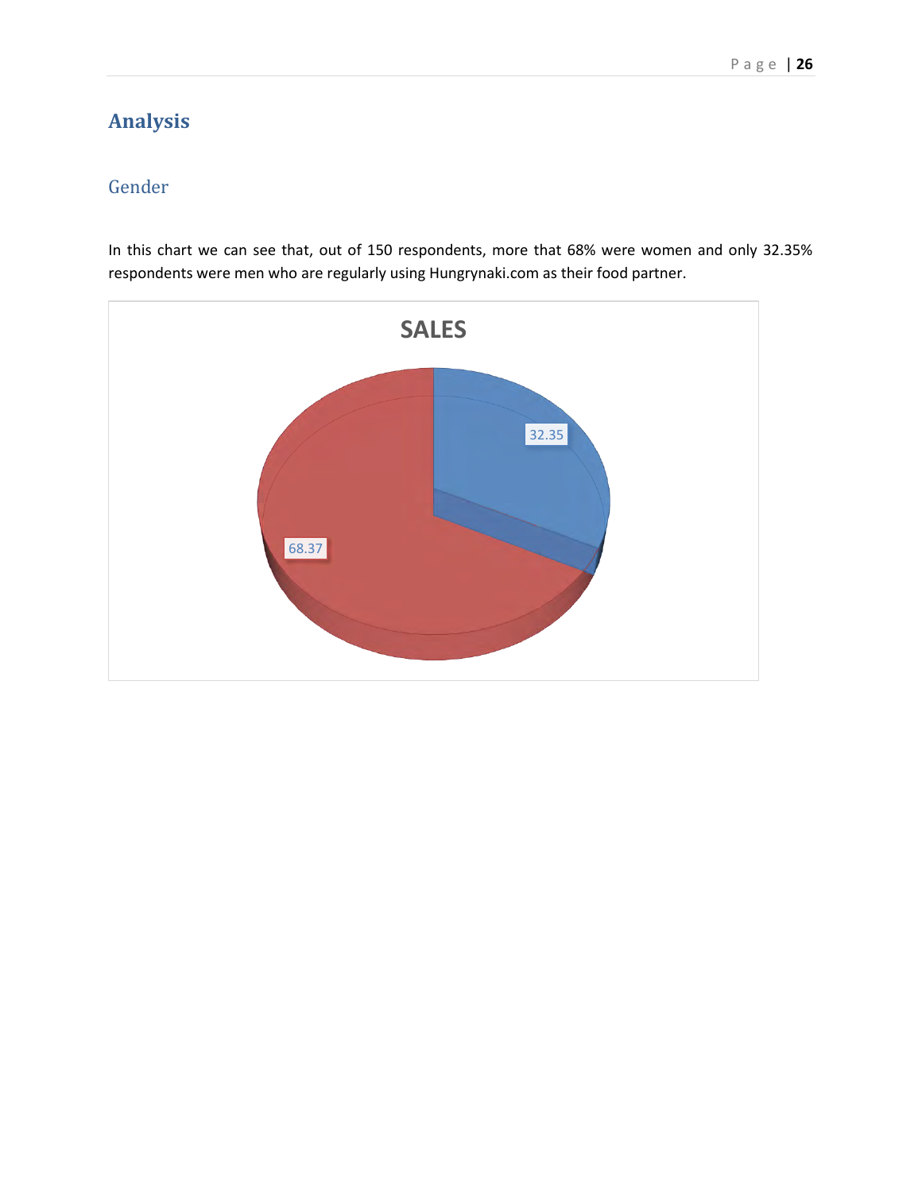# Analysis

## Gender

In this chart we can see that, out of 150 respondents, more that 68% were women and only 32.35% respondents were men who are regularly using Hungrynaki.com as their food partner.

SALES

32.35

68.37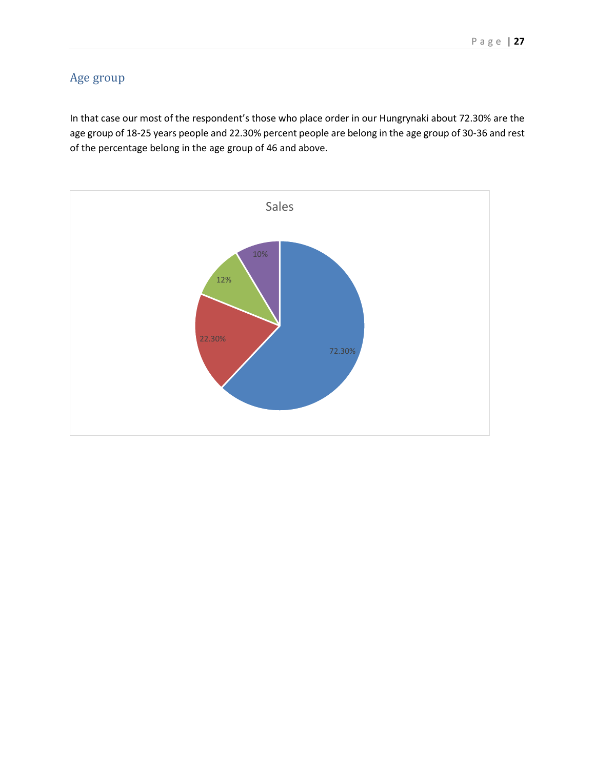## Age group

In that case our most of the respondent's those who place order in our Hungrynaki about 72.30% are the age group of 18-25 years people and 22.30% percent people are belong in the age group of 30-36 and rest of the percentage belong in the age group of 46 and above.

Sales

10%

12%

22.30%

72.30%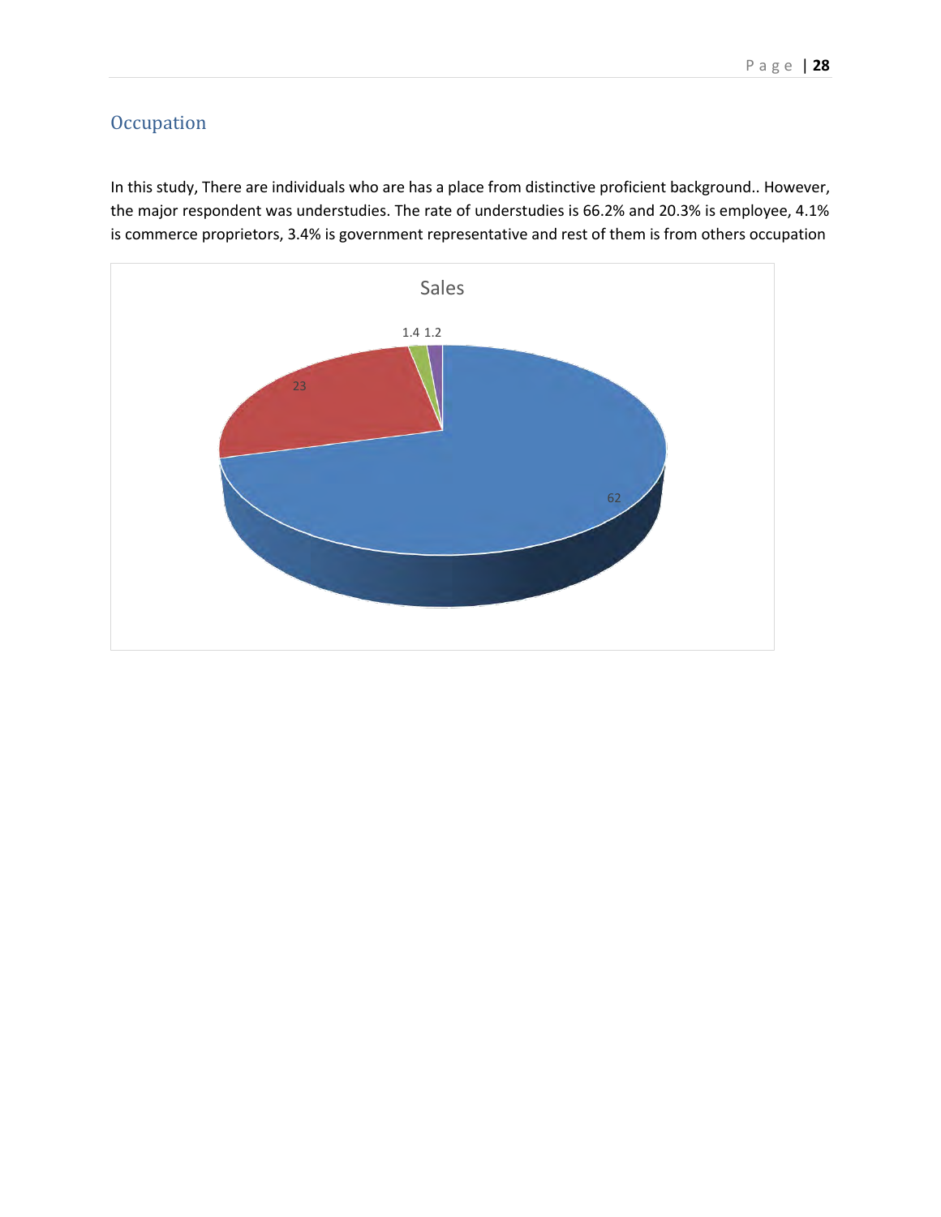## Occupation

In this study, There are individuals who are has a place from distinctive proficient background.. However, the major respondent was understudies. The rate of understudies is 66.2% and 20.3% is employee, 4.1% is commerce proprietors, 3.4% is government representative and rest of them is from others occupation

Sales

1.4 1.2

23

62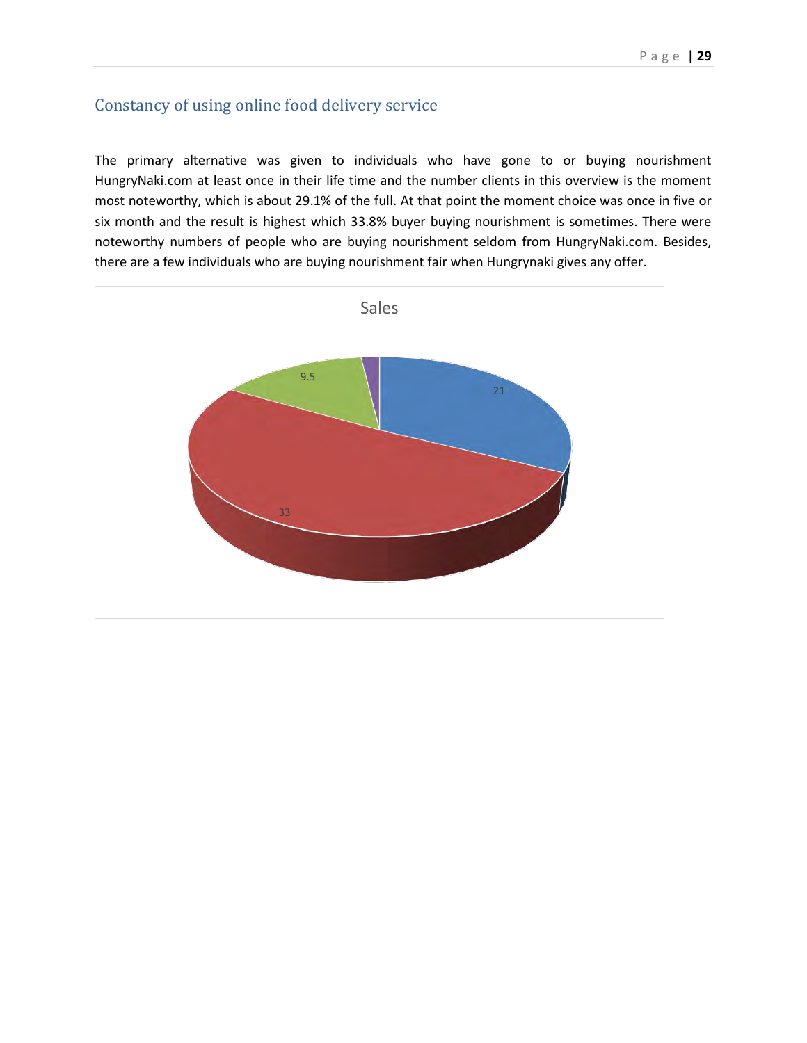## Constancy of using online food delivery service

The primary alternative was given to individuals who have gone to or buying nourishment HungryNaki.com at least once in their life time and the number clients in this overview is the moment most noteworthy, which is about 29.1% of the full. At that point the moment choice was once in five or six month and the result is highest which 33.8% buyer buying nourishment is sometimes. There were noteworthy numbers of people who are buying nourishment seldom from HungryNaki.com. Besides, there are a few individuals who are buying nourishment fair when Hungrynaki gives any offer.

Sales

9.5

21

33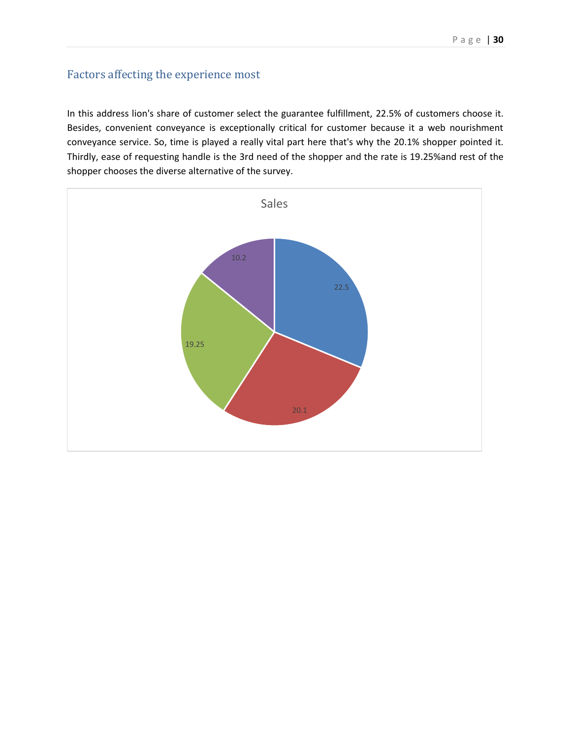## Factors affecting the experience most

In this address lion's share of customer select the guarantee fulfillment, 22.5% of customers choose it. Besides, convenient conveyance is exceptionally critical for customer because it a web nourishment conveyance service. So, time is played a really vital part here that's why the 20.1% shopper pointed it. Thirdly, ease of requesting handle is the 3rd need of the shopper and the rate is 19.25%and rest of the shopper chooses the diverse alternative of the survey.

Sales

22.5

20.1

19.25

10.2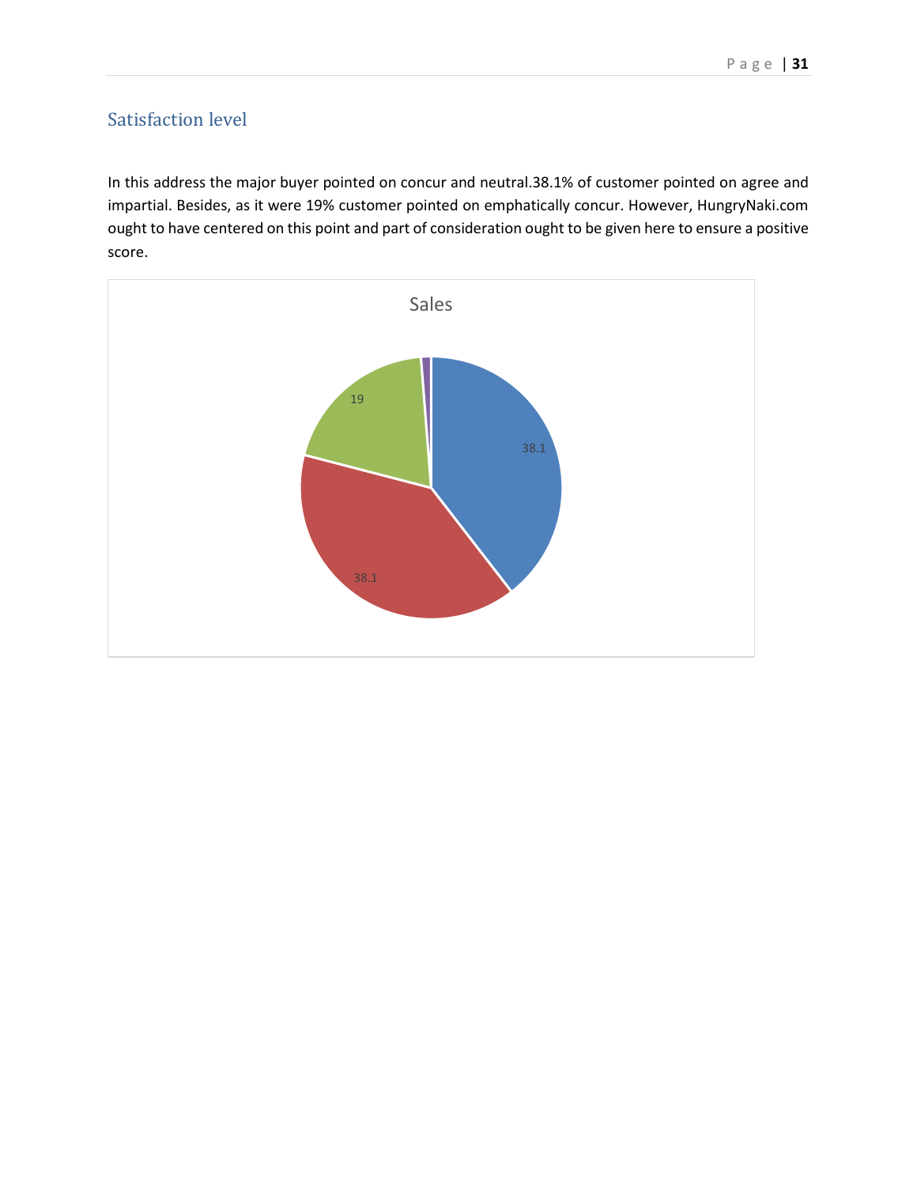## Satisfaction level

In this address the major buyer pointed on concur and neutral.38.1% of customer pointed on agree and impartial. Besides, as it were 19% customer pointed on emphatically concur. However, HungryNaki.com ought to have centered on this point and part of consideration ought to be given here to ensure a positive score.

Sales

38.1

38.1

19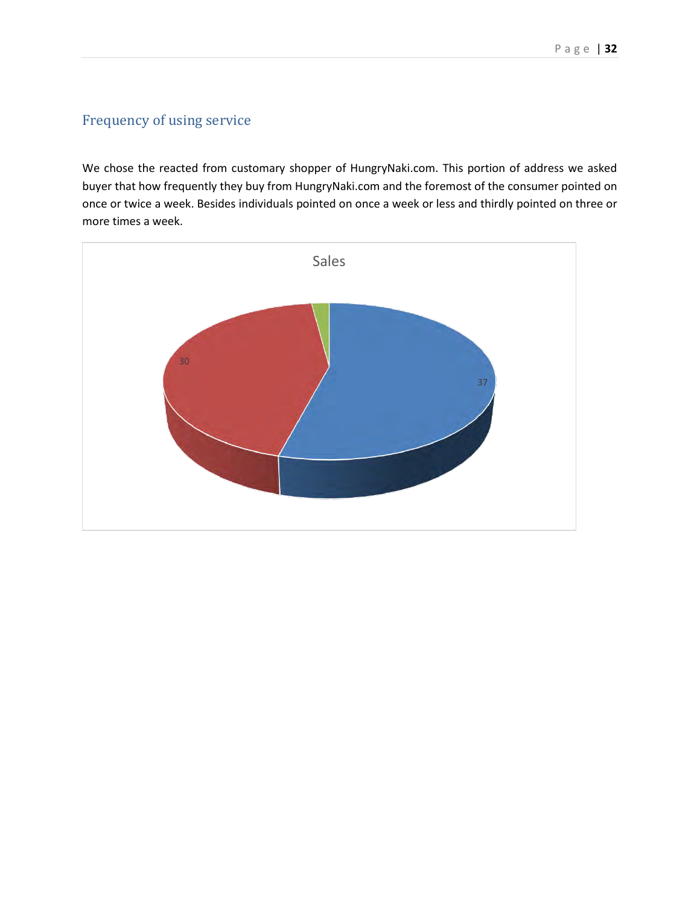## Frequency of using service

We chose the reacted from customary shopper of HungryNaki.com. This portion of address we asked buyer that how frequently they buy from HungryNaki.com and the foremost of the consumer pointed on once or twice a week. Besides individuals pointed on once a week or less and thirdly pointed on three or more times a week.

Sales

30

37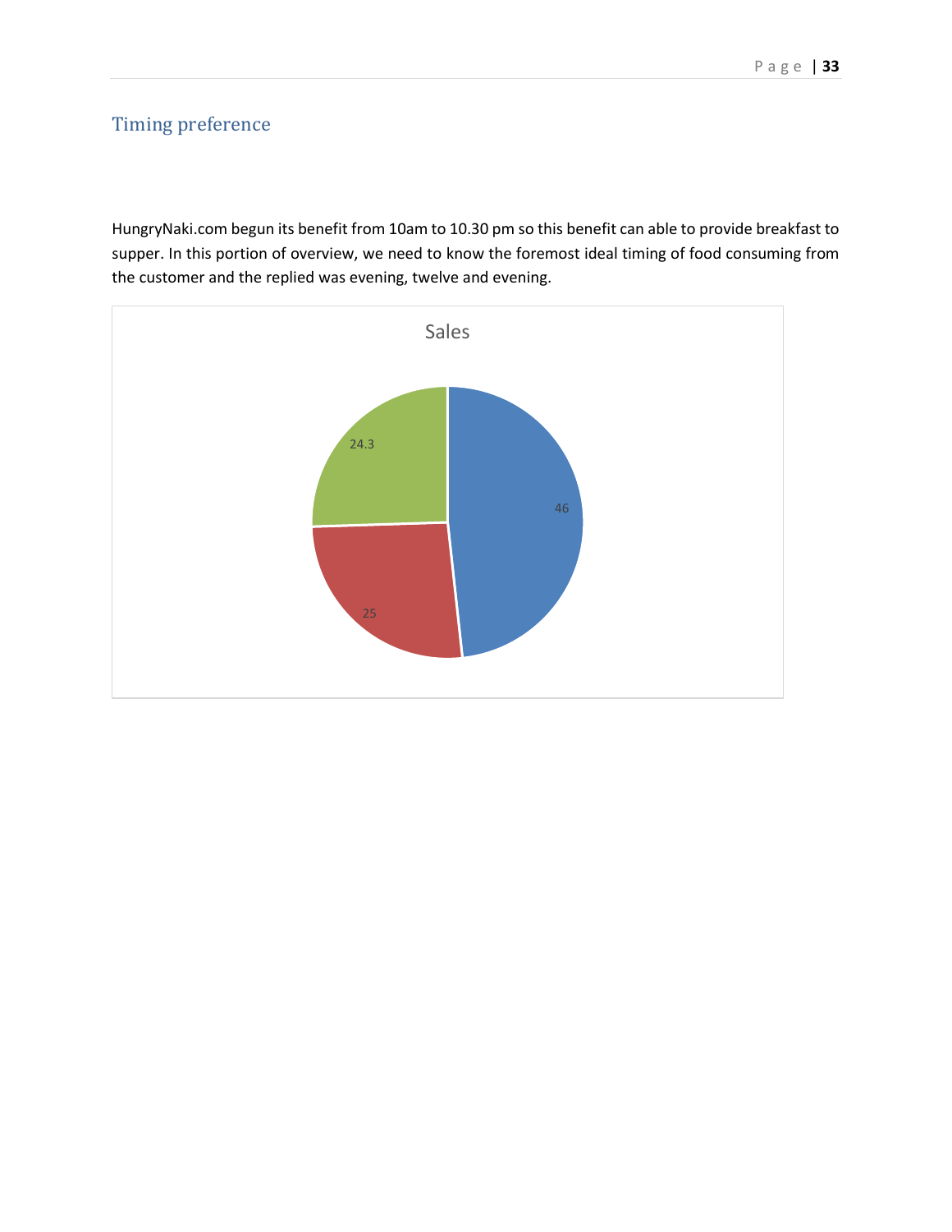## Timing preference

HungryNaki.com begun its benefit from 10am to 10.30 pm so this benefit can able to provide breakfast to supper. In this portion of overview, we need to know the foremost ideal timing of food consuming from the customer and the replied was evening, twelve and evening.

Sales

24.3

46

25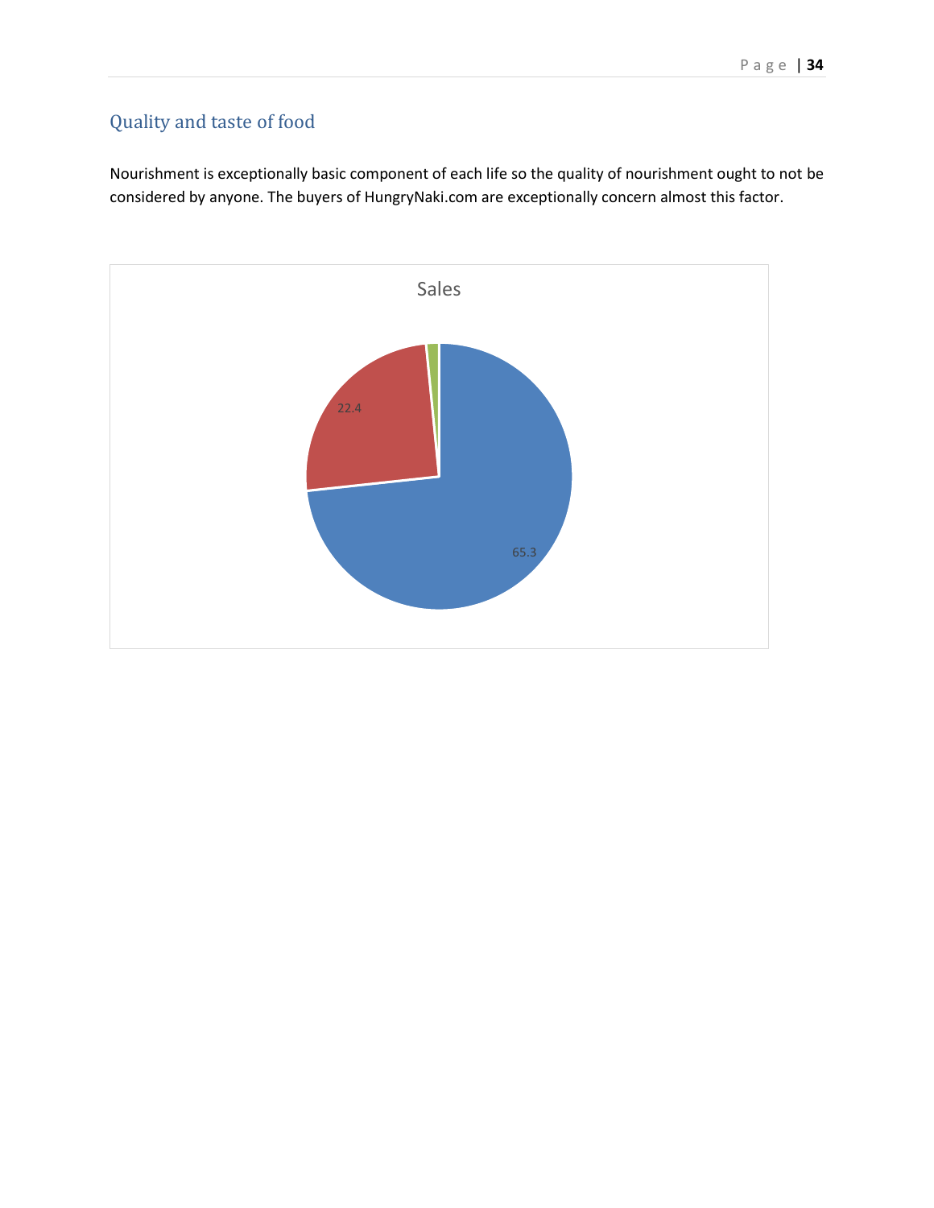## Quality and taste of food

Nourishment is exceptionally basic component of each life so the quality of nourishment ought to not be considered by anyone. The buyers of HungryNaki.com are exceptionally concern almost this factor.

Sales

22.4

65.3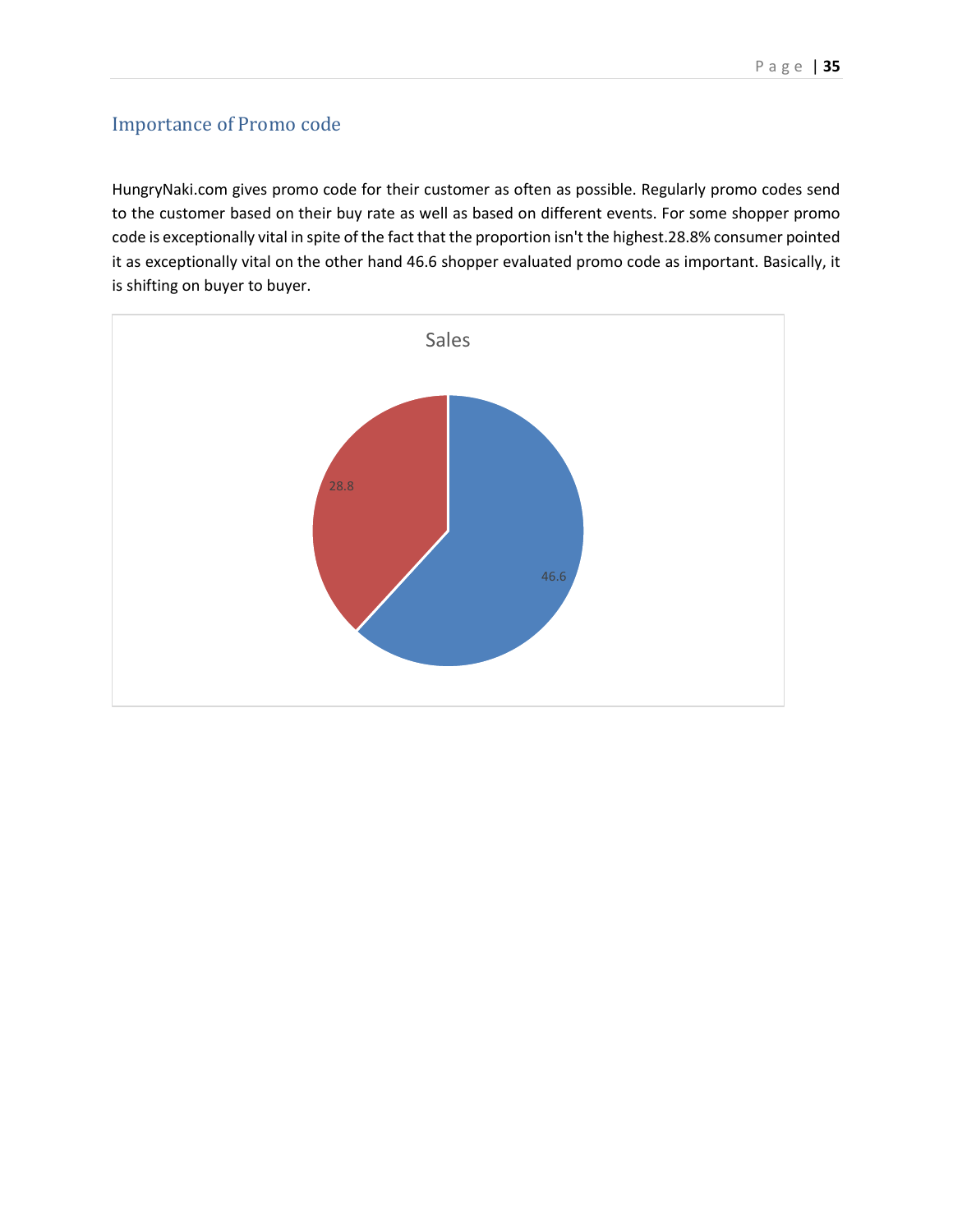## Importance of Promo code

HungryNaki.com gives promo code for their customer as often as possible. Regularly promo codes send to the customer based on their buy rate as well as based on different events. For some shopper promo code is exceptionally vital in spite of the fact that the proportion isn't the highest.28.8% consumer pointed it as exceptionally vital on the other hand 46.6 shopper evaluated promo code as important. Basically, it is shifting on buyer to buyer.

Sales

28.8

46.6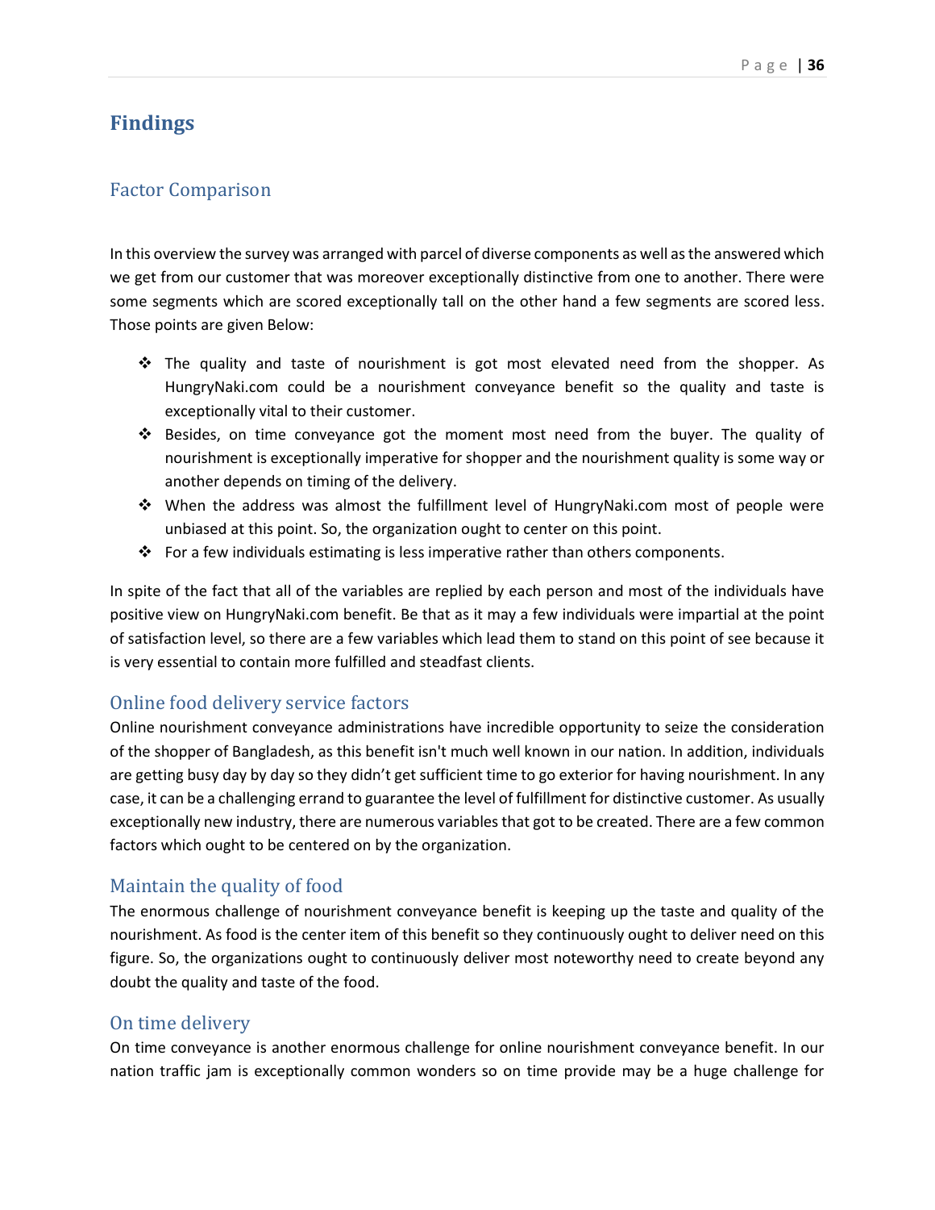# Findings

## Factor Comparison

In this overview the survey was arranged with parcel of diverse components as well as the answered which we get from our customer that was moreover exceptionally distinctive from one to another. There were some segments which are scored exceptionally tall on the other hand a few segments are scored less. Those points are given Below:

- The quality and taste of nourishment is got most elevated need from the shopper. As HungryNaki.com could be a nourishment conveyance benefit so the quality and taste is exceptionally vital to their customer.
- Besides, on time conveyance got the moment most need from the buyer. The quality of nourishment is exceptionally imperative for shopper and the nourishment quality is some way or another depends on timing of the delivery.
- When the address was almost the fulfillment level of HungryNaki.com most of people were unbiased at this point. So, the organization ought to center on this point.
- For a few individuals estimating is less imperative rather than others components.

In spite of the fact that all of the variables are replied by each person and most of the individuals have positive view on HungryNaki.com benefit. Be that as it may a few individuals were impartial at the point of satisfaction level, so there are a few variables which lead them to stand on this point of see because it is very essential to contain more fulfilled and steadfast clients.

## Online food delivery service factors

Online nourishment conveyance administrations have incredible opportunity to seize the consideration of the shopper of Bangladesh, as this benefit isn't much well known in our nation. In addition, individuals are getting busy day by day so they didn't get sufficient time to go exterior for having nourishment. In any case, it can be a challenging errand to guarantee the level of fulfillment for distinctive customer. As usually exceptionally new industry, there are numerous variables that got to be created. There are a few common factors which ought to be centered on by the organization.

## Maintain the quality of food

The enormous challenge of nourishment conveyance benefit is keeping up the taste and quality of the nourishment. As food is the center item of this benefit so they continuously ought to deliver need on this figure. So, the organizations ought to continuously deliver most noteworthy need to create beyond any doubt the quality and taste of the food.

## On time delivery

On time conveyance is another enormous challenge for online nourishment conveyance benefit. In our nation traffic jam is exceptionally common wonders so on time provide may be a huge challenge for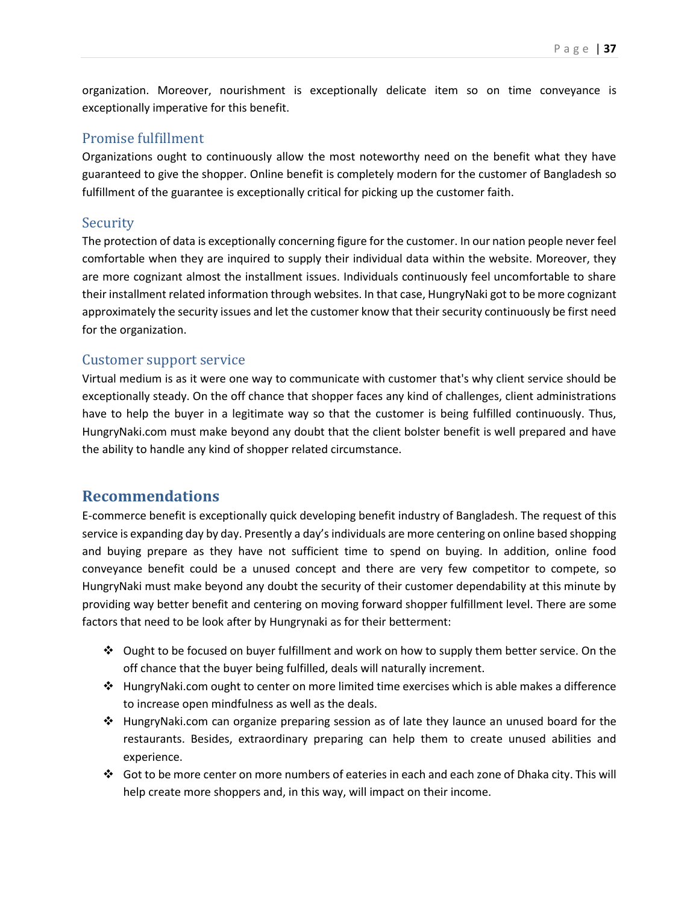organization. Moreover, nourishment is exceptionally delicate item so on time conveyance is exceptionally imperative for this benefit.

### Promise fulfillment

Organizations ought to continuously allow the most noteworthy need on the benefit what they have guaranteed to give the shopper. Online benefit is completely modern for the customer of Bangladesh so fulfillment of the guarantee is exceptionally critical for picking up the customer faith.

### Security

The protection of data is exceptionally concerning figure for the customer. In our nation people never feel comfortable when they are inquired to supply their individual data within the website. Moreover, they are more cognizant almost the installment issues. Individuals continuously feel uncomfortable to share their installment related information through websites. In that case, HungryNaki got to be more cognizant approximately the security issues and let the customer know that their security continuously be first need for the organization.

### Customer support service

Virtual medium is as it were one way to communicate with customer that's why client service should be exceptionally steady. On the off chance that shopper faces any kind of challenges, client administrations have to help the buyer in a legitimate way so that the customer is being fulfilled continuously. Thus, HungryNaki.com must make beyond any doubt that the client bolster benefit is well prepared and have the ability to handle any kind of shopper related circumstance.

## Recommendations

E-commerce benefit is exceptionally quick developing benefit industry of Bangladesh. The request of this service is expanding day by day. Presently a day's individuals are more centering on online based shopping and buying prepare as they have not sufficient time to spend on buying. In addition, online food conveyance benefit could be a unused concept and there are very few competitor to compete, so HungryNaki must make beyond any doubt the security of their customer dependability at this minute by providing way better benefit and centering on moving forward shopper fulfillment level. There are some factors that need to be look after by Hungrynaki as for their betterment:

- Ought to be focused on buyer fulfillment and work on how to supply them better service. On the off chance that the buyer being fulfilled, deals will naturally increment.
- HungryNaki.com ought to center on more limited time exercises which is able makes a difference to increase open mindfulness as well as the deals.
- HungryNaki.com can organize preparing session as of late they launce an unused board for the restaurants. Besides, extraordinary preparing can help them to create unused abilities and experience.
- Got to be more center on more numbers of eateries in each and each zone of Dhaka city. This will help create more shoppers and, in this way, will impact on their income.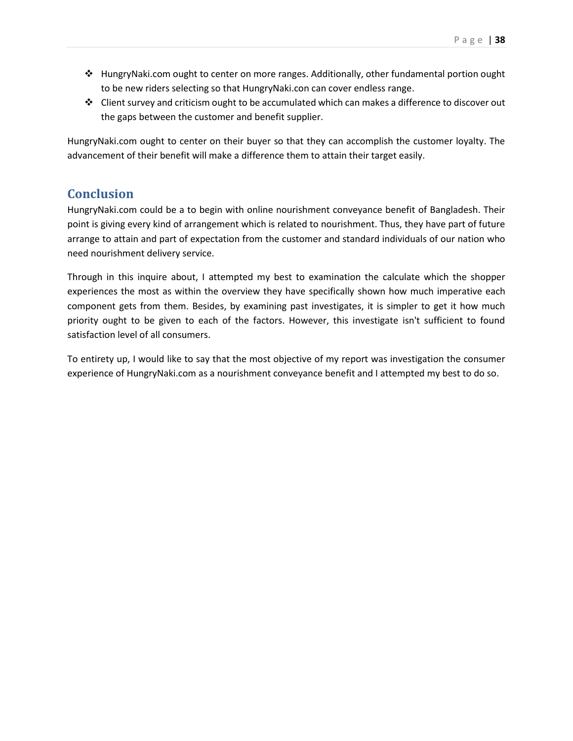- HungryNaki.com ought to center on more ranges. Additionally, other fundamental portion ought to be new riders selecting so that HungryNaki.con can cover endless range.
- Client survey and criticism ought to be accumulated which can makes a difference to discover out the gaps between the customer and benefit supplier.

HungryNaki.com ought to center on their buyer so that they can accomplish the customer loyalty. The advancement of their benefit will make a difference them to attain their target easily.

## Conclusion

HungryNaki.com could be a to begin with online nourishment conveyance benefit of Bangladesh. Their point is giving every kind of arrangement which is related to nourishment. Thus, they have part of future arrange to attain and part of expectation from the customer and standard individuals of our nation who need nourishment delivery service.

Through in this inquire about, I attempted my best to examination the calculate which the shopper experiences the most as within the overview they have specifically shown how much imperative each component gets from them. Besides, by examining past investigates, it is simpler to get it how much priority ought to be given to each of the factors. However, this investigate isn't sufficient to found satisfaction level of all consumers.

To entirety up, I would like to say that the most objective of my report was investigation the consumer experience of HungryNaki.com as a nourishment conveyance benefit and I attempted my best to do so.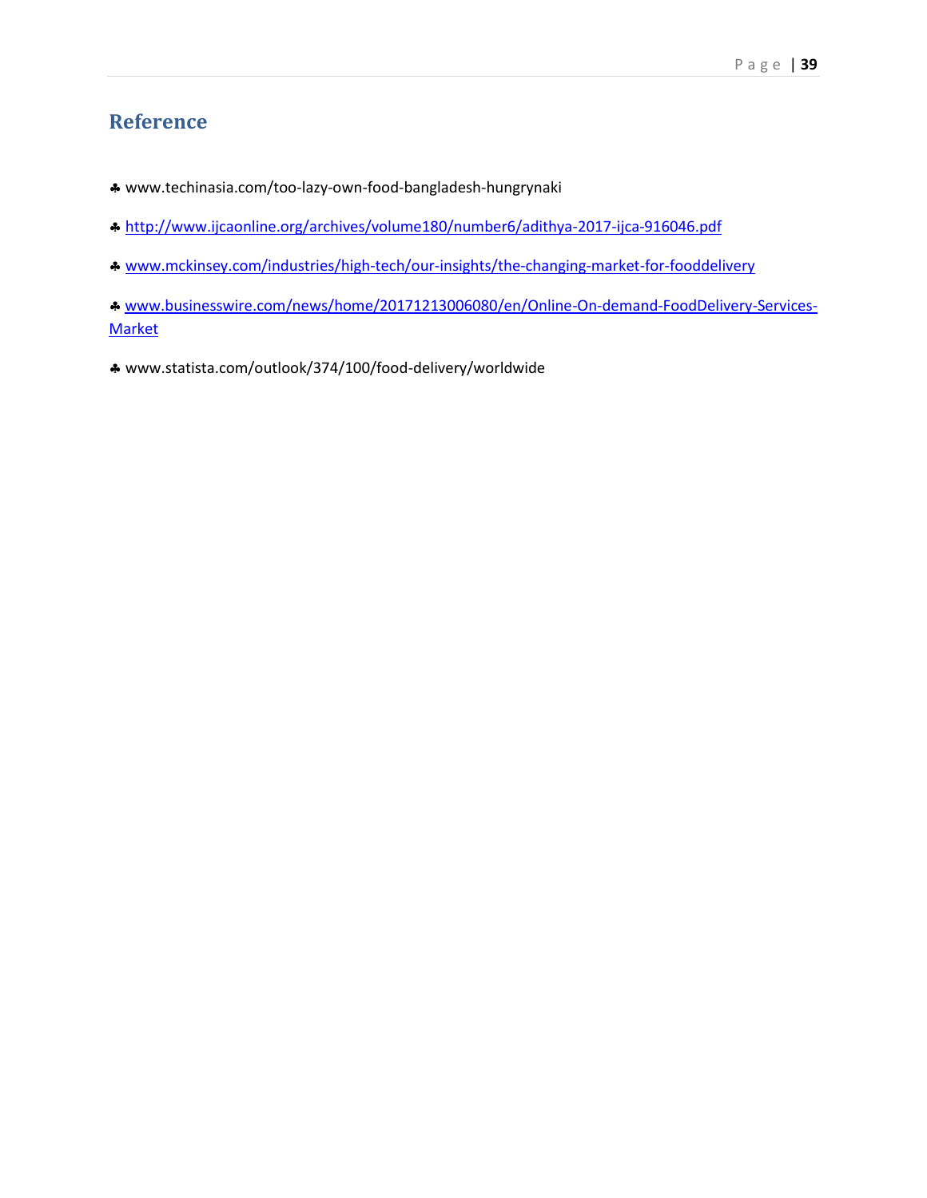# Reference

- ♣ www.techinasia.com/too-lazy-own-food-bangladesh-hungrynaki
- ♣ http://www.ijcaonline.org/archives/volume180/number6/adithya-2017-ijca-916046.pdf
- ♣ www.mckinsey.com/industries/high-tech/our-insights/the-changing-market-for-fooddelivery
- ♣ www.businesswire.com/news/home/20171213006080/en/Online-On-demand-FoodDelivery-Services-Market
- ♣ www.statista.com/outlook/374/100/food-delivery/worldwide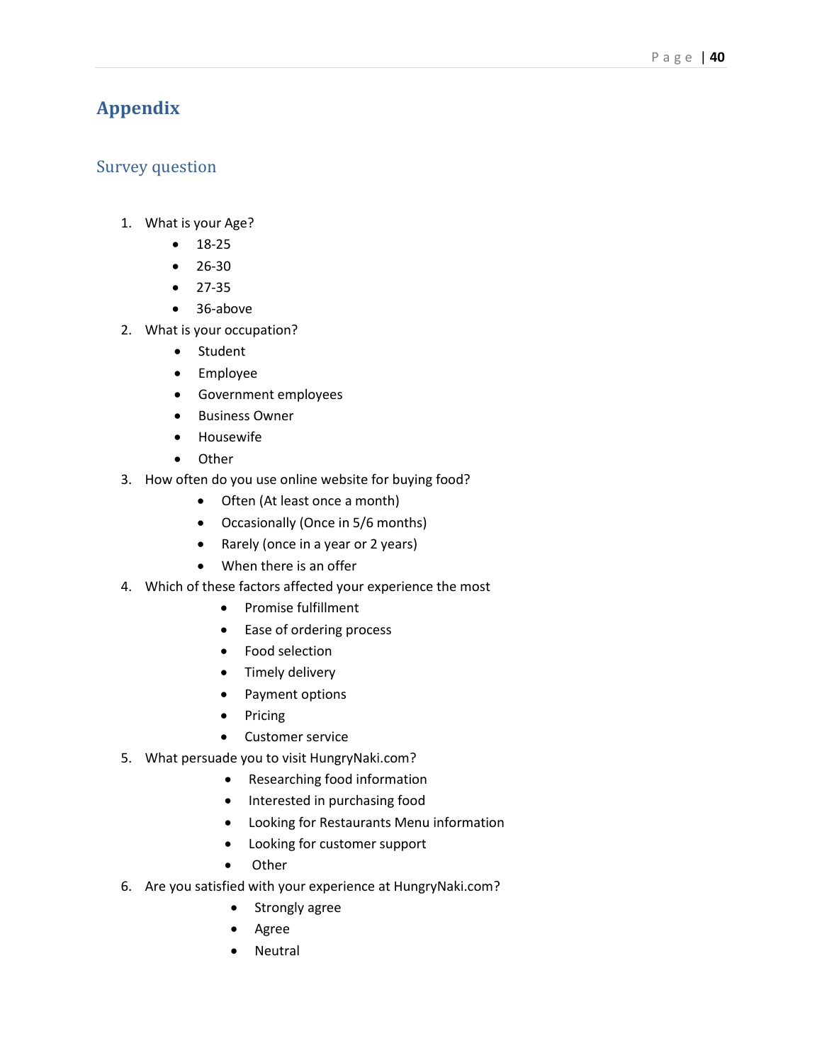# Appendix

## Survey question

1. What is your Age?
   - 18-25
   - 26-30
   - 27-35
   - 36-above
2. What is your occupation?
   - Student
   - Employee
   - Government employees
   - Business Owner
   - Housewife
   - Other
3. How often do you use online website for buying food?
   - Often (At least once a month)
   - Occasionally (Once in 5/6 months)
   - Rarely (once in a year or 2 years)
   - When there is an offer
4. Which of these factors affected your experience the most
   - Promise fulfillment
   - Ease of ordering process
   - Food selection
   - Timely delivery
   - Payment options
   - Pricing
   - Customer service
5. What persuade you to visit HungryNaki.com?
   - Researching food information
   - Interested in purchasing food
   - Looking for Restaurants Menu information
   - Looking for customer support
   - Other
6. Are you satisfied with your experience at HungryNaki.com?
   - Strongly agree
   - Agree
   - Neutral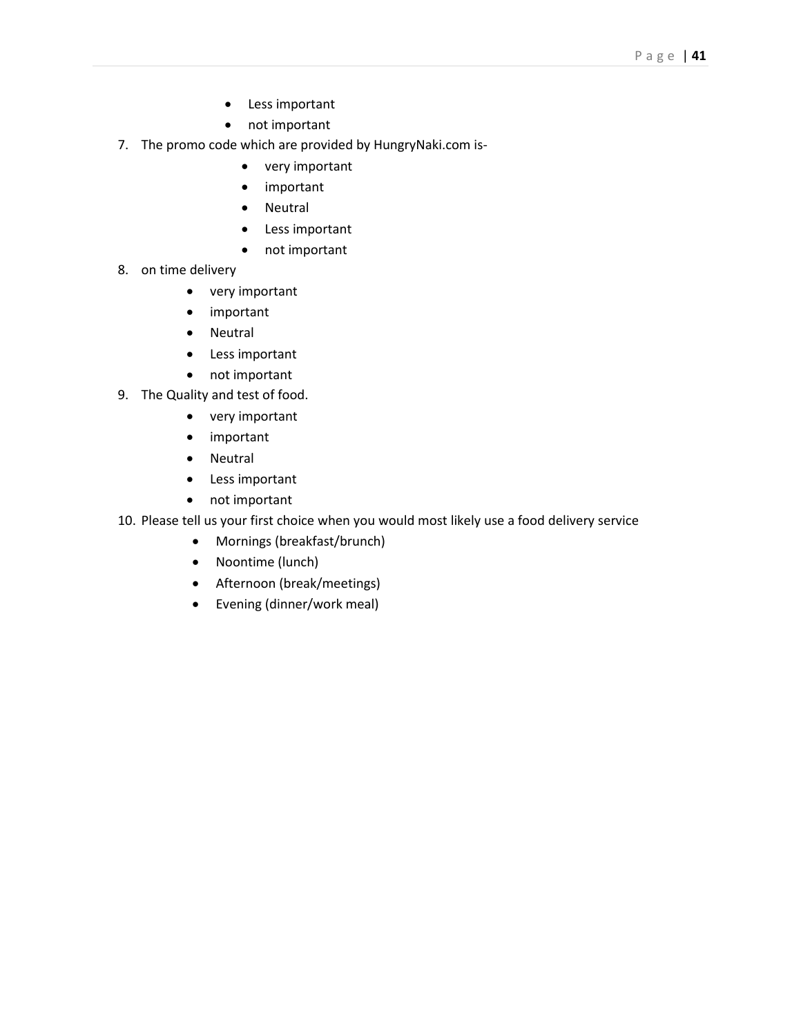- Less important
- not important

7. The promo code which are provided by HungryNaki.com is-
   - very important
   - important
   - Neutral
   - Less important
   - not important
8. on time delivery
   - very important
   - important
   - Neutral
   - Less important
   - not important
9. The Quality and test of food.
   - very important
   - important
   - Neutral
   - Less important
   - not important
10. Please tell us your first choice when you would most likely use a food delivery service
    - Mornings (breakfast/brunch)
    - Noontime (lunch)
    - Afternoon (break/meetings)
    - Evening (dinner/work meal)